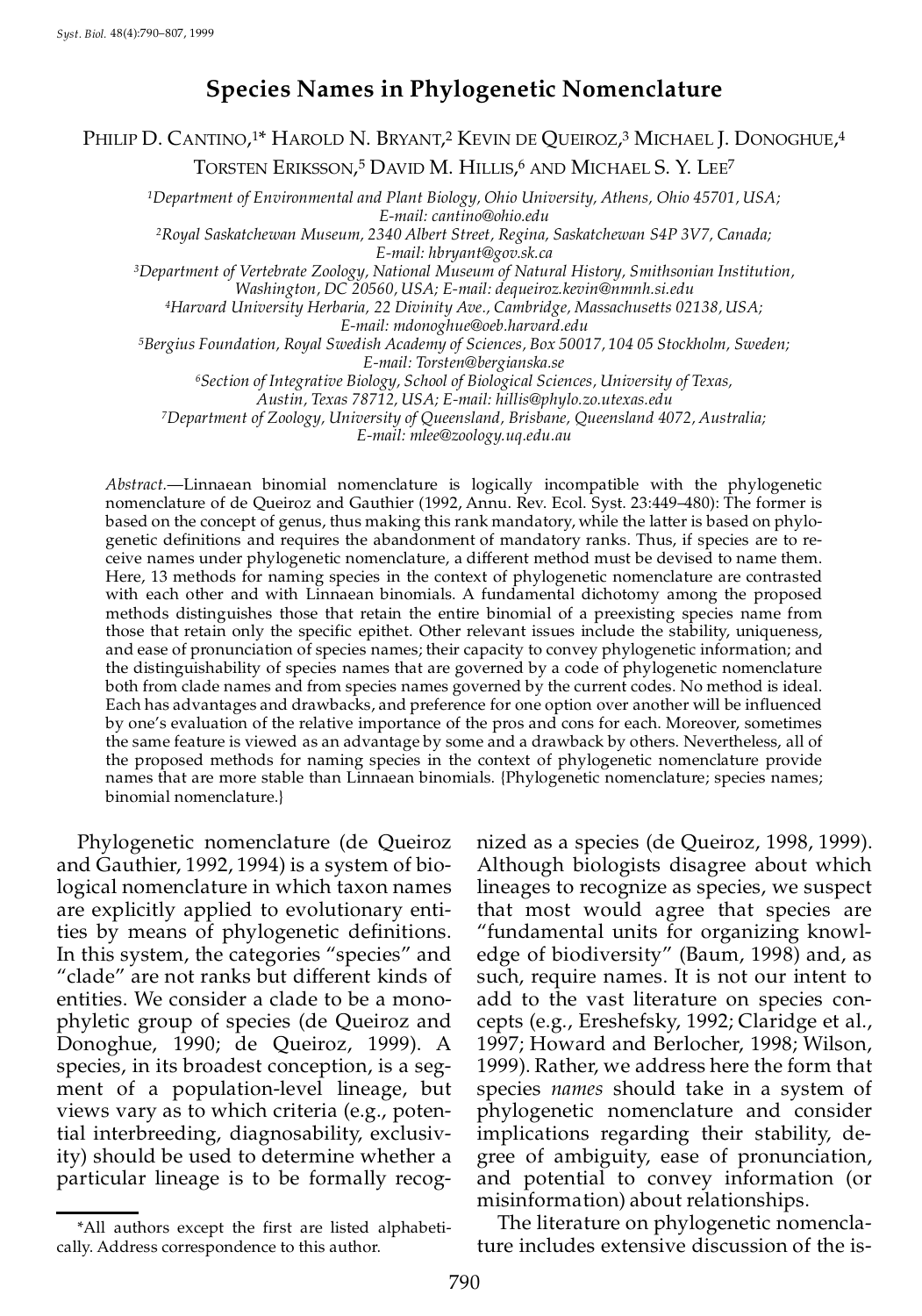# Species Names in Phylogenetic Nomenclature

PHILIP D. CANTINO,[1]* HAROLD N. BRYANT,[2] KEVIN DE QUEIROZ,[3] MICHAEL J. DONOGHUE,[4] TORSTEN ERIKSSON,[5] DAVID M. HILLIS,[6] AND MICHAEL S. Y. LEE[7]

[1]*Department of Environmental and Plant Biology, Ohio University, Athens, Ohio 45701, USA; E-mail: cantino@ohio.edu*

[2]*Royal Saskatchewan Museum, 2340 Albert Street, Regina, Saskatchewan S4P 3V7, Canada; E-mail: hbryant@gov.sk.ca*

[3]*Department of Vertebrate Zoology, National Museum of Natural History, Smithsonian Institution, Washington, DC 20560, USA; E-mail: dequeiroz.kevin@nmnh.si.edu*

[4]*Harvard University Herbaria, 22 Divinity Ave., Cambridge, Massachusetts 02138, USA; E-mail: mdonoghue@oeb.harvard.edu*

[5]*Bergius Foundation, Royal Swedish Academy of Sciences, Box 50017, 104 05 Stockholm, Sweden; E-mail: Torsten@bergianska.se*

[6]*Section of Integrative Biology, School of Biological Sciences, University of Texas, Austin, Texas 78712, USA; E-mail: hillis@phylo.zo.utexas.edu*

[7]*Department of Zoology, University of Queensland, Brisbane, Queensland 4072, Australia; E-mail: mlee@zoology.uq.edu.au*

*Abstract.*—Linnaean binomial nomenclature is logically incompatible with the phylogenetic nomenclature of de Queiroz and Gauthier (1992, Annu. Rev. Ecol. Syst. 23:449–480): The former is based on the concept of genus, thus making this rank mandatory, while the latter is based on phylogenetic definitions and requires the abandonment of mandatory ranks. Thus, if species are to receive names under phylogenetic nomenclature, a different method must be devised to name them. Here, 13 methods for naming species in the context of phylogenetic nomenclature are contrasted with each other and with Linnaean binomials. A fundamental dichotomy among the proposed methods distinguishes those that retain the entire binomial of a preexisting species name from those that retain only the specific epithet. Other relevant issues include the stability, uniqueness, and ease of pronunciation of species names; their capacity to convey phylogenetic information; and the distinguishability of species names that are governed by a code of phylogenetic nomenclature both from clade names and from species names governed by the current codes. No method is ideal. Each has advantages and drawbacks, and preference for one option over another will be influenced by one's evaluation of the relative importance of the pros and cons for each. Moreover, sometimes the same feature is viewed as an advantage by some and a drawback by others. Nevertheless, all of the proposed methods for naming species in the context of phylogenetic nomenclature provide names that are more stable than Linnaean binomials. {Phylogenetic nomenclature; species names; binomial nomenclature.}

Phylogenetic nomenclature (de Queiroz and Gauthier, 1992, 1994) is a system of biological nomenclature in which taxon names are explicitly applied to evolutionary entities by means of phylogenetic definitions. In this system, the categories "species" and "clade" are not ranks but different kinds of entities. We consider a clade to be a monophyletic group of species (de Queiroz and Donoghue, 1990; de Queiroz, 1999). A species, in its broadest conception, is a segment of a population-level lineage, but views vary as to which criteria (e.g., potential interbreeding, diagnosability, exclusivity) should be used to determine whether a particular lineage is to be formally recognized as a species (de Queiroz, 1998, 1999). Although biologists disagree about which lineages to recognize as species, we suspect that most would agree that species are "fundamental units for organizing knowledge of biodiversity" (Baum, 1998) and, as such, require names. It is not our intent to add to the vast literature on species concepts (e.g., Ereshefsky, 1992; Claridge et al., 1997; Howard and Berlocher, 1998; Wilson, 1999). Rather, we address here the form that species *names* should take in a system of phylogenetic nomenclature and consider implications regarding their stability, degree of ambiguity, ease of pronunciation, and potential to convey information (or misinformation) about relationships.

The literature on phylogenetic nomenclature includes extensive discussion of the is-

*All authors except the first are listed alphabetically. Address correspondence to this author.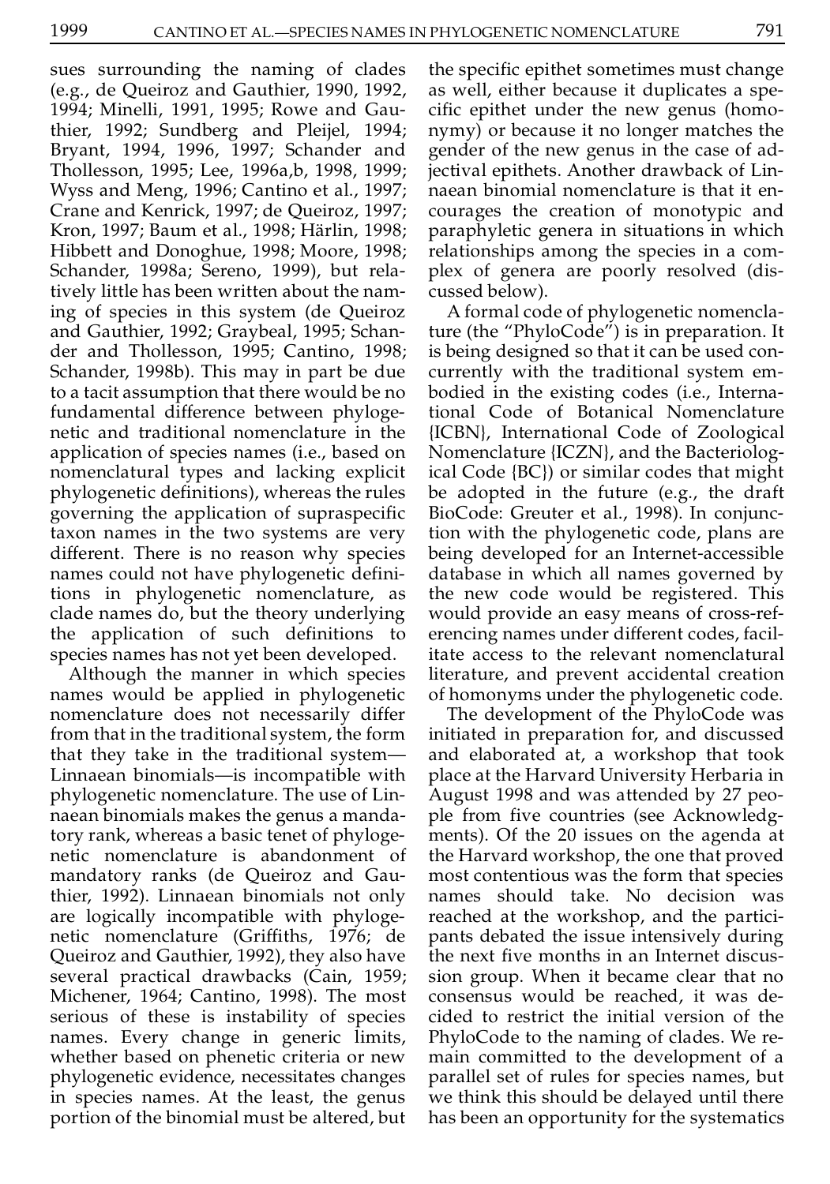sues surrounding the naming of clades (e.g., de Queiroz and Gauthier, 1990, 1992, 1994; Minelli, 1991, 1995; Rowe and Gauthier, 1992; Sundberg and Pleijel, 1994; Bryant, 1994, 1996, 1997; Schander and Thollesson, 1995; Lee, 1996a,b, 1998, 1999; Wyss and Meng, 1996; Cantino et al., 1997; Crane and Kenrick, 1997; de Queiroz, 1997; Kron, 1997; Baum et al., 1998; Härlin, 1998; Hibbett and Donoghue, 1998; Moore, 1998; Schander, 1998a; Sereno, 1999), but relatively little has been written about the naming of species in this system (de Queiroz and Gauthier, 1992; Graybeal, 1995; Schander and Thollesson, 1995; Cantino, 1998; Schander, 1998b). This may in part be due to a tacit assumption that there would be no fundamental difference between phylogenetic and traditional nomenclature in the application of species names (i.e., based on nomenclatural types and lacking explicit phylogenetic definitions), whereas the rules governing the application of supraspecific taxon names in the two systems are very different. There is no reason why species names could not have phylogenetic definitions in phylogenetic nomenclature, as clade names do, but the theory underlying the application of such definitions to species names has not yet been developed.

Although the manner in which species names would be applied in phylogenetic nomenclature does not necessarily differ from that in the traditional system, the form that they take in the traditional system—Linnaean binomials—is incompatible with phylogenetic nomenclature. The use of Linnaean binomials makes the genus a mandatory rank, whereas a basic tenet of phylogenetic nomenclature is abandonment of mandatory ranks (de Queiroz and Gauthier, 1992). Linnaean binomials not only are logically incompatible with phylogenetic nomenclature (Griffiths, 1976; de Queiroz and Gauthier, 1992), they also have several practical drawbacks (Cain, 1959; Michener, 1964; Cantino, 1998). The most serious of these is instability of species names. Every change in generic limits, whether based on phenetic criteria or new phylogenetic evidence, necessitates changes in species names. At the least, the genus portion of the binomial must be altered, but the specific epithet sometimes must change as well, either because it duplicates a specific epithet under the new genus (homonymy) or because it no longer matches the gender of the new genus in the case of adjectival epithets. Another drawback of Linnaean binomial nomenclature is that it encourages the creation of monotypic and paraphyletic genera in situations in which relationships among the species in a complex of genera are poorly resolved (discussed below).

A formal code of phylogenetic nomenclature (the "PhyloCode") is in preparation. It is being designed so that it can be used concurrently with the traditional system embodied in the existing codes (i.e., International Code of Botanical Nomenclature {ICBN}, International Code of Zoological Nomenclature {ICZN}, and the Bacteriological Code {BC}) or similar codes that might be adopted in the future (e.g., the draft BioCode: Greuter et al., 1998). In conjunction with the phylogenetic code, plans are being developed for an Internet-accessible database in which all names governed by the new code would be registered. This would provide an easy means of cross-referencing names under different codes, facilitate access to the relevant nomenclatural literature, and prevent accidental creation of homonyms under the phylogenetic code.

The development of the PhyloCode was initiated in preparation for, and discussed and elaborated at, a workshop that took place at the Harvard University Herbaria in August 1998 and was attended by 27 people from five countries (see Acknowledgments). Of the 20 issues on the agenda at the Harvard workshop, the one that proved most contentious was the form that species names should take. No decision was reached at the workshop, and the participants debated the issue intensively during the next five months in an Internet discussion group. When it became clear that no consensus would be reached, it was decided to restrict the initial version of the PhyloCode to the naming of clades. We remain committed to the development of a parallel set of rules for species names, but we think this should be delayed until there has been an opportunity for the systematics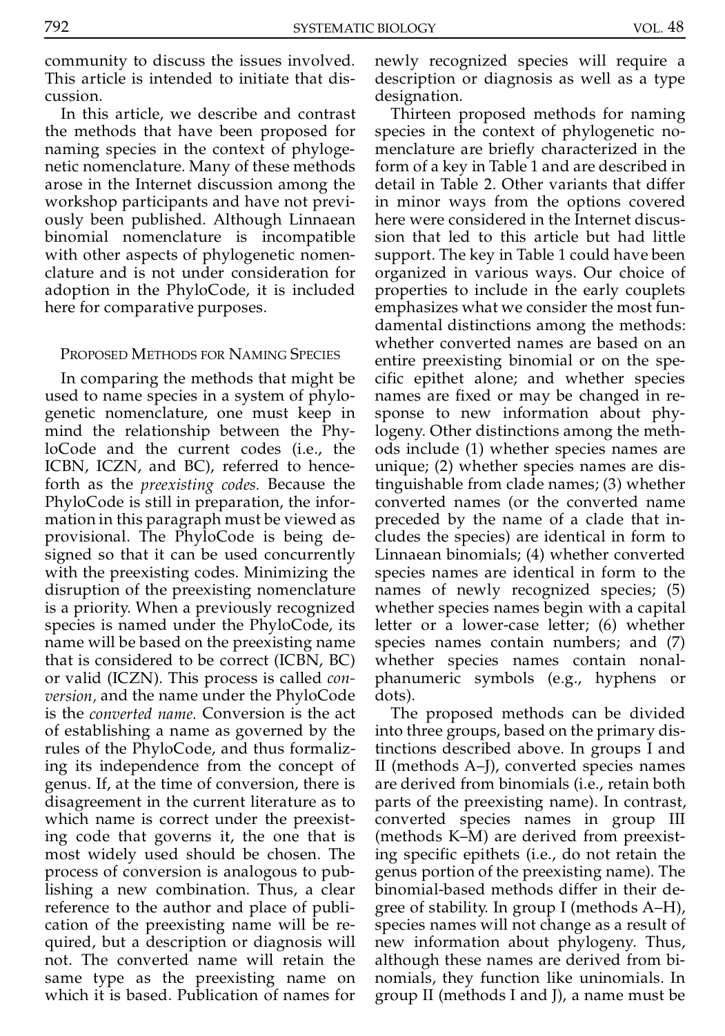community to discuss the issues involved. This article is intended to initiate that discussion.

In this article, we describe and contrast the methods that have been proposed for naming species in the context of phylogenetic nomenclature. Many of these methods arose in the Internet discussion among the workshop participants and have not previously been published. Although Linnaean binomial nomenclature is incompatible with other aspects of phylogenetic nomenclature and is not under consideration for adoption in the PhyloCode, it is included here for comparative purposes.

## Proposed Methods for Naming Species

In comparing the methods that might be used to name species in a system of phylogenetic nomenclature, one must keep in mind the relationship between the PhyloCode and the current codes (i.e., the ICBN, ICZN, and BC), referred to henceforth as the *preexisting codes.* Because the PhyloCode is still in preparation, the information in this paragraph must be viewed as provisional. The PhyloCode is being designed so that it can be used concurrently with the preexisting codes. Minimizing the disruption of the preexisting nomenclature is a priority. When a previously recognized species is named under the PhyloCode, its name will be based on the preexisting name that is considered to be correct (ICBN, BC) or valid (ICZN). This process is called *conversion,* and the name under the PhyloCode is the *converted name.* Conversion is the act of establishing a name as governed by the rules of the PhyloCode, and thus formalizing its independence from the concept of genus. If, at the time of conversion, there is disagreement in the current literature as to which name is correct under the preexisting code that governs it, the one that is most widely used should be chosen. The process of conversion is analogous to publishing a new combination. Thus, a clear reference to the author and place of publication of the preexisting name will be required, but a description or diagnosis will not. The converted name will retain the same type as the preexisting name on which it is based. Publication of names for newly recognized species will require a description or diagnosis as well as a type designation.

Thirteen proposed methods for naming species in the context of phylogenetic nomenclature are briefly characterized in the form of a key in Table 1 and are described in detail in Table 2. Other variants that differ in minor ways from the options covered here were considered in the Internet discussion that led to this article but had little support. The key in Table 1 could have been organized in various ways. Our choice of properties to include in the early couplets emphasizes what we consider the most fundamental distinctions among the methods: whether converted names are based on an entire preexisting binomial or on the specific epithet alone; and whether species names are fixed or may be changed in response to new information about phylogeny. Other distinctions among the methods include (1) whether species names are unique; (2) whether species names are distinguishable from clade names; (3) whether converted names (or the converted name preceded by the name of a clade that includes the species) are identical in form to Linnaean binomials; (4) whether converted species names are identical in form to the names of newly recognized species; (5) whether species names begin with a capital letter or a lower-case letter; (6) whether species names contain numbers; and (7) whether species names contain nonalphanumeric symbols (e.g., hyphens or dots).

The proposed methods can be divided into three groups, based on the primary distinctions described above. In groups I and II (methods A–J), converted species names are derived from binomials (i.e., retain both parts of the preexisting name). In contrast, converted species names in group III (methods K–M) are derived from preexisting specific epithets (i.e., do not retain the genus portion of the preexisting name). The binomial-based methods differ in their degree of stability. In group I (methods A–H), species names will not change as a result of new information about phylogeny. Thus, although these names are derived from binomials, they function like uninomials. In group II (methods I and J), a name must be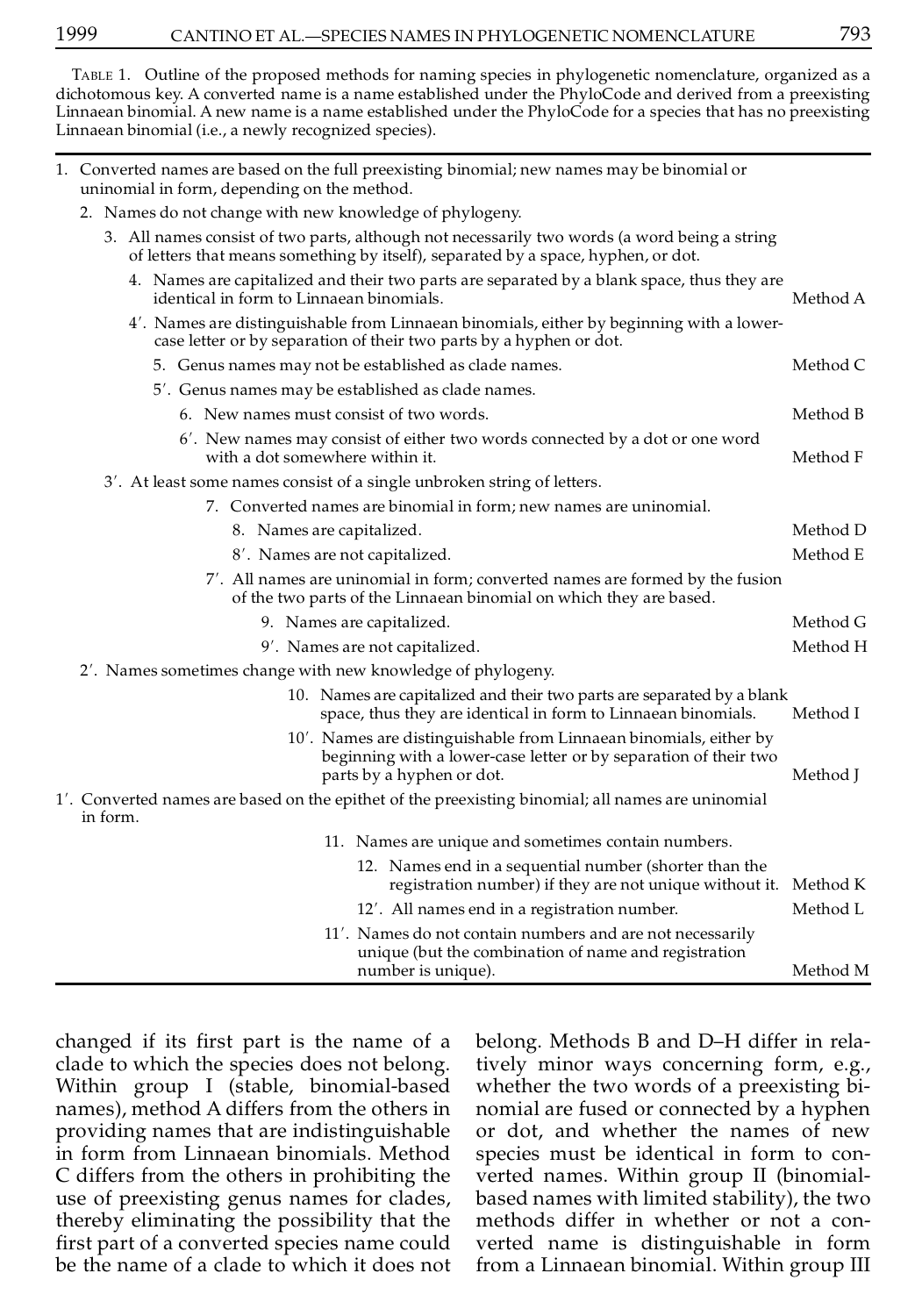TABLE 1. Outline of the proposed methods for naming species in phylogenetic nomenclature, organized as a dichotomous key. A converted name is a name established under the PhyloCode and derived from a preexisting Linnaean binomial. A new name is a name established under the PhyloCode for a species that has no preexisting Linnaean binomial (i.e., a newly recognized species).

| Key | Method |
|---|---|
| 1. Converted names are based on the full preexisting binomial; new names may be binomial or uninomial in form, depending on the method. | |
| 2. Names do not change with new knowledge of phylogeny. | |
| 3. All names consist of two parts, although not necessarily two words (a word being a string of letters that means something by itself), separated by a space, hyphen, or dot. | |
| 4. Names are capitalized and their two parts are separated by a blank space, thus they are identical in form to Linnaean binomials. | Method A |
| 4′. Names are distinguishable from Linnaean binomials, either by beginning with a lower-case letter or by separation of their two parts by a hyphen or dot. | |
| 5. Genus names may not be established as clade names. | Method C |
| 5′. Genus names may be established as clade names. | |
| 6. New names must consist of two words. | Method B |
| 6′. New names may consist of either two words connected by a dot or one word with a dot somewhere within it. | Method F |
| 3′. At least some names consist of a single unbroken string of letters. | |
| 7. Converted names are binomial in form; new names are uninomial. | |
| 8. Names are capitalized. | Method D |
| 8′. Names are not capitalized. | Method E |
| 7′. All names are uninomial in form; converted names are formed by the fusion of the two parts of the Linnaean binomial on which they are based. | |
| 9. Names are capitalized. | Method G |
| 9′. Names are not capitalized. | Method H |
| 2′. Names sometimes change with new knowledge of phylogeny. | |
| 10. Names are capitalized and their two parts are separated by a blank space, thus they are identical in form to Linnaean binomials. | Method I |
| 10′. Names are distinguishable from Linnaean binomials, either by beginning with a lower-case letter or by separation of their two parts by a hyphen or dot. | Method J |
| 1′. Converted names are based on the epithet of the preexisting binomial; all names are uninomial in form. | |
| 11. Names are unique and sometimes contain numbers. | |
| 12. Names end in a sequential number (shorter than the registration number) if they are not unique without it. | Method K |
| 12′. All names end in a registration number. | Method L |
| 11′. Names do not contain numbers and are not necessarily unique (but the combination of name and registration number is unique). | Method M |

changed if its first part is the name of a clade to which the species does not belong. Within group I (stable, binomial-based names), method A differs from the others in providing names that are indistinguishable in form from Linnaean binomials. Method C differs from the others in prohibiting the use of preexisting genus names for clades, thereby eliminating the possibility that the first part of a converted species name could be the name of a clade to which it does not belong. Methods B and D–H differ in relatively minor ways concerning form, e.g., whether the two words of a preexisting binomial are fused or connected by a hyphen or dot, and whether the names of new species must be identical in form to converted names. Within group II (binomial-based names with limited stability), the two methods differ in whether or not a converted name is distinguishable in form from a Linnaean binomial. Within group III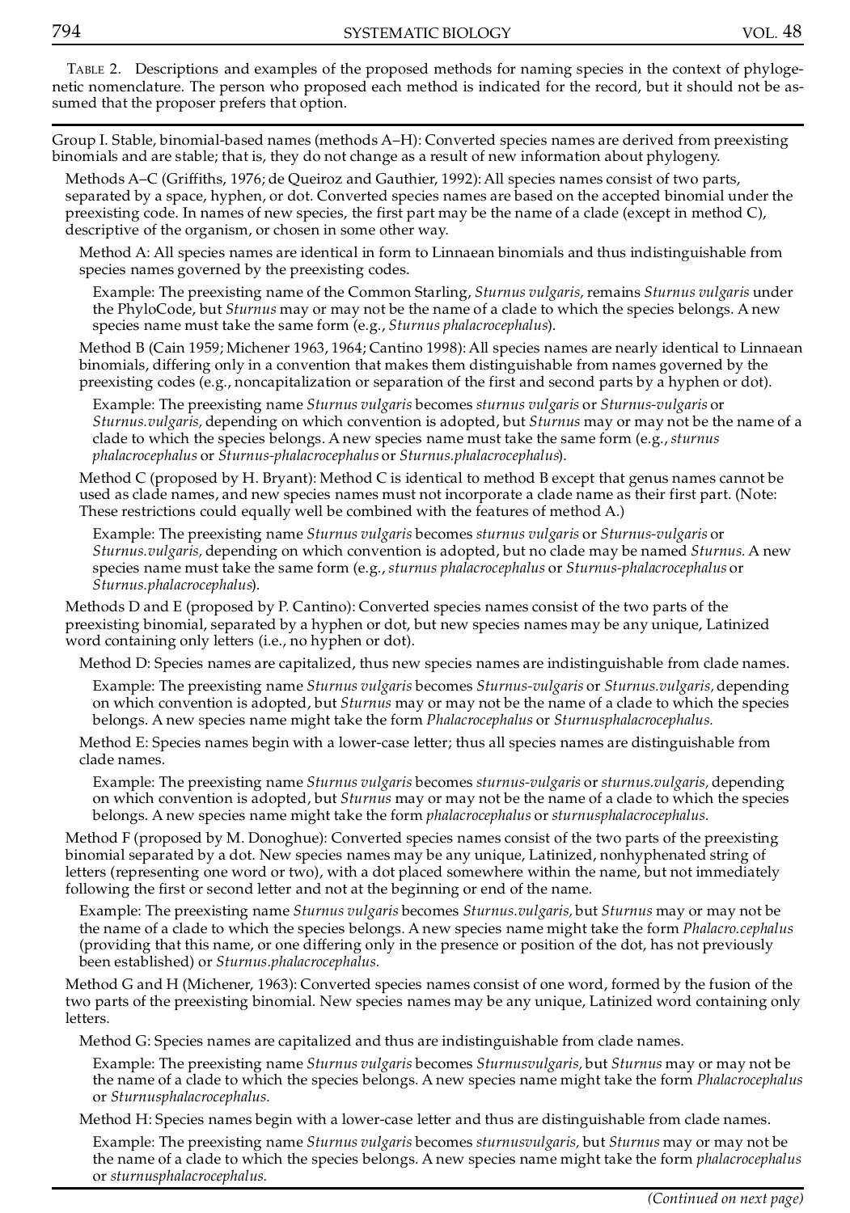TABLE 2. Descriptions and examples of the proposed methods for naming species in the context of phylogenetic nomenclature. The person who proposed each method is indicated for the record, but it should not be assumed that the proposer prefers that option.

---

Group I. Stable, binomial-based names (methods A–H): Converted species names are derived from preexisting binomials and are stable; that is, they do not change as a result of new information about phylogeny.

Methods A–C (Griffiths, 1976; de Queiroz and Gauthier, 1992): All species names consist of two parts, separated by a space, hyphen, or dot. Converted species names are based on the accepted binomial under the preexisting code. In names of new species, the first part may be the name of a clade (except in method C), descriptive of the organism, or chosen in some other way.

Method A: All species names are identical in form to Linnaean binomials and thus indistinguishable from species names governed by the preexisting codes.

Example: The preexisting name of the Common Starling, *Sturnus vulgaris,* remains *Sturnus vulgaris* under the PhyloCode, but *Sturnus* may or may not be the name of a clade to which the species belongs. A new species name must take the same form (e.g., *Sturnus phalacrocephalus*).

Method B (Cain 1959; Michener 1963, 1964; Cantino 1998): All species names are nearly identical to Linnaean binomials, differing only in a convention that makes them distinguishable from names governed by the preexisting codes (e.g., noncapitalization or separation of the first and second parts by a hyphen or dot).

Example: The preexisting name *Sturnus vulgaris* becomes *sturnus vulgaris* or *Sturnus-vulgaris* or *Sturnus.vulgaris,* depending on which convention is adopted, but *Sturnus* may or may not be the name of a clade to which the species belongs. A new species name must take the same form (e.g., *sturnus phalacrocephalus* or *Sturnus-phalacrocephalus* or *Sturnus.phalacrocephalus*).

Method C (proposed by H. Bryant): Method C is identical to method B except that genus names cannot be used as clade names, and new species names must not incorporate a clade name as their first part. (Note: These restrictions could equally well be combined with the features of method A.)

Example: The preexisting name *Sturnus vulgaris* becomes *sturnus vulgaris* or *Sturnus-vulgaris* or *Sturnus.vulgaris,* depending on which convention is adopted, but no clade may be named *Sturnus.* A new species name must take the same form (e.g., *sturnus phalacrocephalus* or *Sturnus-phalacrocephalus* or *Sturnus.phalacrocephalus*).

Methods D and E (proposed by P. Cantino): Converted species names consist of the two parts of the preexisting binomial, separated by a hyphen or dot, but new species names may be any unique, Latinized word containing only letters (i.e., no hyphen or dot).

Method D: Species names are capitalized, thus new species names are indistinguishable from clade names.

Example: The preexisting name *Sturnus vulgaris* becomes *Sturnus-vulgaris* or *Sturnus.vulgaris,* depending on which convention is adopted, but *Sturnus* may or may not be the name of a clade to which the species belongs. A new species name might take the form *Phalacrocephalus* or *Sturnusphalacrocephalus.*

Method E: Species names begin with a lower-case letter; thus all species names are distinguishable from clade names.

Example: The preexisting name *Sturnus vulgaris* becomes *sturnus-vulgaris* or *sturnus.vulgaris,* depending on which convention is adopted, but *Sturnus* may or may not be the name of a clade to which the species belongs. A new species name might take the form *phalacrocephalus* or *sturnusphalacrocephalus.*

Method F (proposed by M. Donoghue): Converted species names consist of the two parts of the preexisting binomial separated by a dot. New species names may be any unique, Latinized, nonhyphenated string of letters (representing one word or two), with a dot placed somewhere within the name, but not immediately following the first or second letter and not at the beginning or end of the name.

Example: The preexisting name *Sturnus vulgaris* becomes *Sturnus.vulgaris,* but *Sturnus* may or may not be the name of a clade to which the species belongs. A new species name might take the form *Phalacro.cephalus* (providing that this name, or one differing only in the presence or position of the dot, has not previously been established) or *Sturnus.phalacrocephalus.*

Method G and H (Michener, 1963): Converted species names consist of one word, formed by the fusion of the two parts of the preexisting binomial. New species names may be any unique, Latinized word containing only letters.

Method G: Species names are capitalized and thus are indistinguishable from clade names.

Example: The preexisting name *Sturnus vulgaris* becomes *Sturnusvulgaris,* but *Sturnus* may or may not be the name of a clade to which the species belongs. A new species name might take the form *Phalacrocephalus* or *Sturnusphalacrocephalus.*

Method H: Species names begin with a lower-case letter and thus are distinguishable from clade names.

Example: The preexisting name *Sturnus vulgaris* becomes *sturnusvulgaris,* but *Sturnus* may or may not be the name of a clade to which the species belongs. A new species name might take the form *phalacrocephalus* or *sturnusphalacrocephalus.*

---

*(Continued on next page)*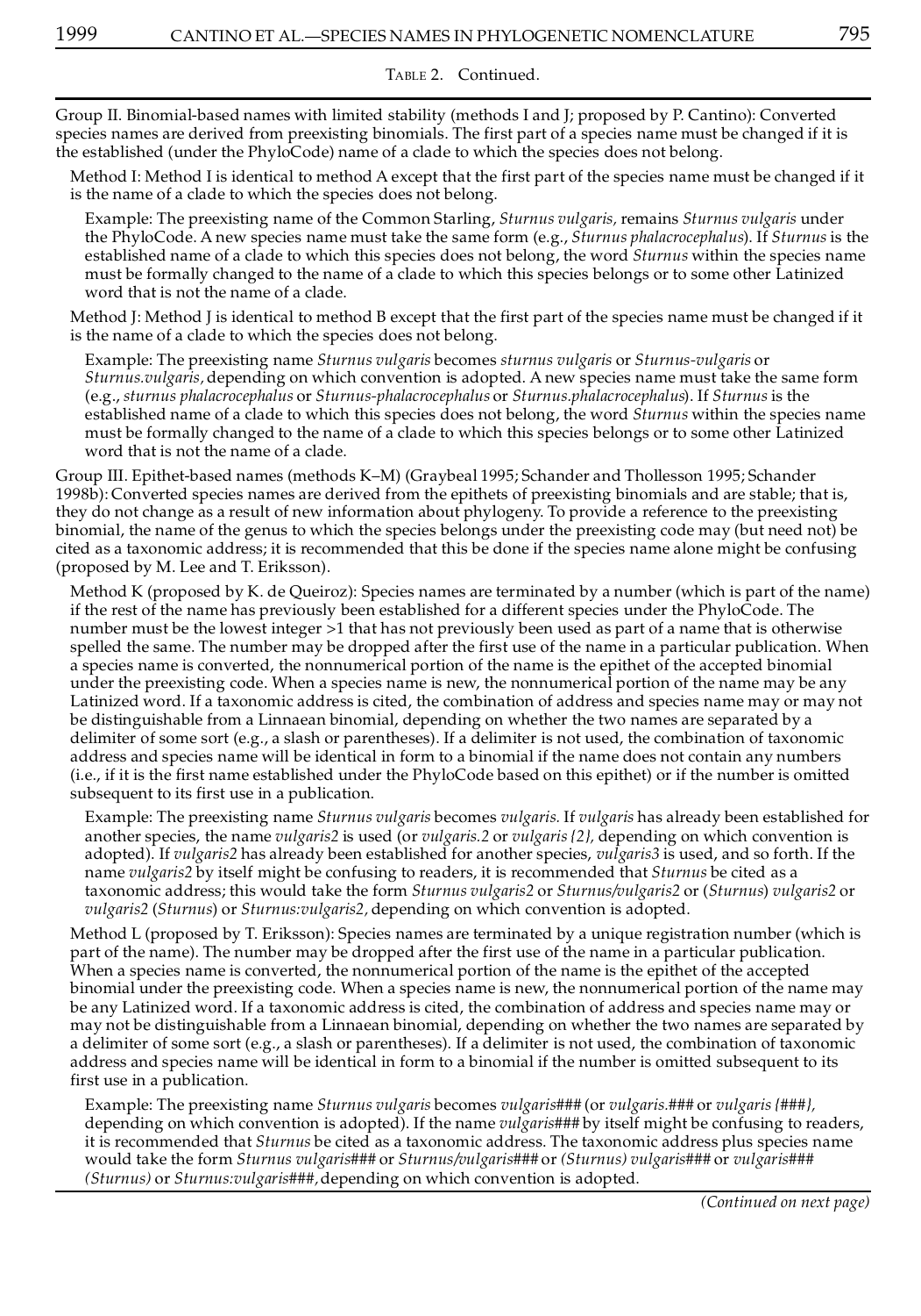TABLE 2. Continued.

Group II. Binomial-based names with limited stability (methods I and J; proposed by P. Cantino): Converted species names are derived from preexisting binomials. The first part of a species name must be changed if it is the established (under the PhyloCode) name of a clade to which the species does not belong.

Method I: Method I is identical to method A except that the first part of the species name must be changed if it is the name of a clade to which the species does not belong.

Example: The preexisting name of the Common Starling, *Sturnus vulgaris,* remains *Sturnus vulgaris* under the PhyloCode. A new species name must take the same form (e.g., *Sturnus phalacrocephalus*). If *Sturnus* is the established name of a clade to which this species does not belong, the word *Sturnus* within the species name must be formally changed to the name of a clade to which this species belongs or to some other Latinized word that is not the name of a clade.

Method J: Method J is identical to method B except that the first part of the species name must be changed if it is the name of a clade to which the species does not belong.

Example: The preexisting name *Sturnus vulgaris* becomes *sturnus vulgaris* or *Sturnus-vulgaris* or *Sturnus.vulgaris,* depending on which convention is adopted. A new species name must take the same form (e.g., *sturnus phalacrocephalus* or *Sturnus-phalacrocephalus* or *Sturnus.phalacrocephalus*). If *Sturnus* is the established name of a clade to which this species does not belong, the word *Sturnus* within the species name must be formally changed to the name of a clade to which this species belongs or to some other Latinized word that is not the name of a clade.

Group III. Epithet-based names (methods K–M) (Graybeal 1995; Schander and Thollesson 1995; Schander 1998b): Converted species names are derived from the epithets of preexisting binomials and are stable; that is, they do not change as a result of new information about phylogeny. To provide a reference to the preexisting binomial, the name of the genus to which the species belongs under the preexisting code may (but need not) be cited as a taxonomic address; it is recommended that this be done if the species name alone might be confusing (proposed by M. Lee and T. Eriksson).

Method K (proposed by K. de Queiroz): Species names are terminated by a number (which is part of the name) if the rest of the name has previously been established for a different species under the PhyloCode. The number must be the lowest integer >1 that has not previously been used as part of a name that is otherwise spelled the same. The number may be dropped after the first use of the name in a particular publication. When a species name is converted, the nonnumerical portion of the name is the epithet of the accepted binomial under the preexisting code. When a species name is new, the nonnumerical portion of the name may be any Latinized word. If a taxonomic address is cited, the combination of address and species name may or may not be distinguishable from a Linnaean binomial, depending on whether the two names are separated by a delimiter of some sort (e.g., a slash or parentheses). If a delimiter is not used, the combination of taxonomic address and species name will be identical in form to a binomial if the name does not contain any numbers (i.e., if it is the first name established under the PhyloCode based on this epithet) or if the number is omitted subsequent to its first use in a publication.

Example: The preexisting name *Sturnus vulgaris* becomes *vulgaris.* If *vulgaris* has already been established for another species, the name *vulgaris2* is used (or *vulgaris.2* or *vulgaris{2},* depending on which convention is adopted). If *vulgaris2* has already been established for another species, *vulgaris3* is used, and so forth. If the name *vulgaris2* by itself might be confusing to readers, it is recommended that *Sturnus* be cited as a taxonomic address; this would take the form *Sturnus vulgaris2* or *Sturnus/vulgaris2* or (*Sturnus*) *vulgaris2* or *vulgaris2* (*Sturnus*) or *Sturnus:vulgaris2,* depending on which convention is adopted.

Method L (proposed by T. Eriksson): Species names are terminated by a unique registration number (which is part of the name). The number may be dropped after the first use of the name in a particular publication. When a species name is converted, the nonnumerical portion of the name is the epithet of the accepted binomial under the preexisting code. When a species name is new, the nonnumerical portion of the name may be any Latinized word. If a taxonomic address is cited, the combination of address and species name may or may not be distinguishable from a Linnaean binomial, depending on whether the two names are separated by a delimiter of some sort (e.g., a slash or parentheses). If a delimiter is not used, the combination of taxonomic address and species name will be identical in form to a binomial if the number is omitted subsequent to its first use in a publication.

Example: The preexisting name *Sturnus vulgaris* becomes *vulgaris###* (or *vulgaris.###* or *vulgaris{###},* depending on which convention is adopted). If the name *vulgaris###* by itself might be confusing to readers, it is recommended that *Sturnus* be cited as a taxonomic address. The taxonomic address plus species name would take the form *Sturnus vulgaris###* or *Sturnus/vulgaris###* or *(Sturnus) vulgaris###* or *vulgaris### (Sturnus)* or *Sturnus:vulgaris###,* depending on which convention is adopted.

*(Continued on next page)*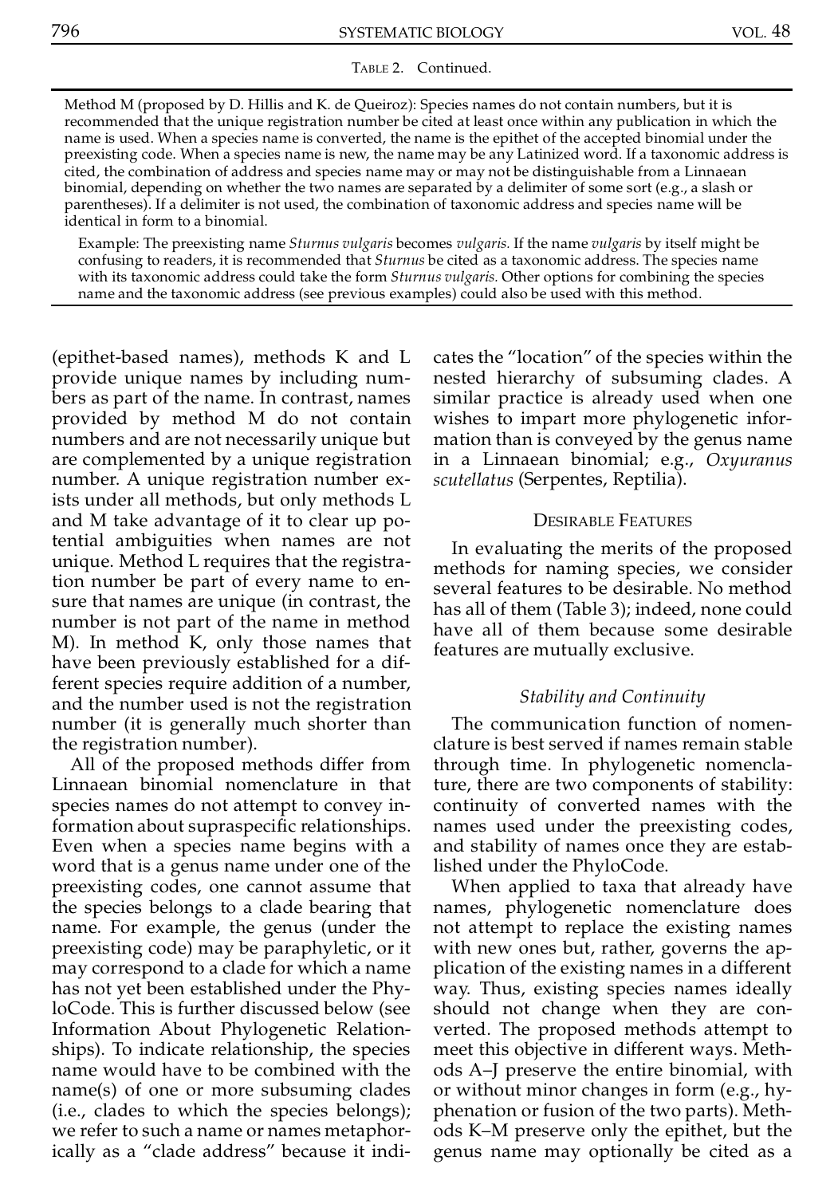TABLE 2. Continued.

Method M (proposed by D. Hillis and K. de Queiroz): Species names do not contain numbers, but it is recommended that the unique registration number be cited at least once within any publication in which the name is used. When a species name is converted, the name is the epithet of the accepted binomial under the preexisting code. When a species name is new, the name may be any Latinized word. If a taxonomic address is cited, the combination of address and species name may or may not be distinguishable from a Linnaean binomial, depending on whether the two names are separated by a delimiter of some sort (e.g., a slash or parentheses). If a delimiter is not used, the combination of taxonomic address and species name will be identical in form to a binomial.

Example: The preexisting name *Sturnus vulgaris* becomes *vulgaris.* If the name *vulgaris* by itself might be confusing to readers, it is recommended that *Sturnus* be cited as a taxonomic address. The species name with its taxonomic address could take the form *Sturnus vulgaris.* Other options for combining the species name and the taxonomic address (see previous examples) could also be used with this method.

(epithet-based names), methods K and L provide unique names by including numbers as part of the name. In contrast, names provided by method M do not contain numbers and are not necessarily unique but are complemented by a unique registration number. A unique registration number exists under all methods, but only methods L and M take advantage of it to clear up potential ambiguities when names are not unique. Method L requires that the registration number be part of every name to ensure that names are unique (in contrast, the number is not part of the name in method M). In method K, only those names that have been previously established for a different species require addition of a number, and the number used is not the registration number (it is generally much shorter than the registration number).

All of the proposed methods differ from Linnaean binomial nomenclature in that species names do not attempt to convey information about supraspecific relationships. Even when a species name begins with a word that is a genus name under one of the preexisting codes, one cannot assume that the species belongs to a clade bearing that name. For example, the genus (under the preexisting code) may be paraphyletic, or it may correspond to a clade for which a name has not yet been established under the PhyloCode. This is further discussed below (see Information About Phylogenetic Relationships). To indicate relationship, the species name would have to be combined with the name(s) of one or more subsuming clades (i.e., clades to which the species belongs); we refer to such a name or names metaphorically as a "clade address" because it indicates the "location" of the species within the nested hierarchy of subsuming clades. A similar practice is already used when one wishes to impart more phylogenetic information than is conveyed by the genus name in a Linnaean binomial; e.g., *Oxyuranus scutellatus* (Serpentes, Reptilia).

## DESIRABLE FEATURES

In evaluating the merits of the proposed methods for naming species, we consider several features to be desirable. No method has all of them (Table 3); indeed, none could have all of them because some desirable features are mutually exclusive.

### *Stability and Continuity*

The communication function of nomenclature is best served if names remain stable through time. In phylogenetic nomenclature, there are two components of stability: continuity of converted names with the names used under the preexisting codes, and stability of names once they are established under the PhyloCode.

When applied to taxa that already have names, phylogenetic nomenclature does not attempt to replace the existing names with new ones but, rather, governs the application of the existing names in a different way. Thus, existing species names ideally should not change when they are converted. The proposed methods attempt to meet this objective in different ways. Methods A–J preserve the entire binomial, with or without minor changes in form (e.g., hyphenation or fusion of the two parts). Methods K–M preserve only the epithet, but the genus name may optionally be cited as a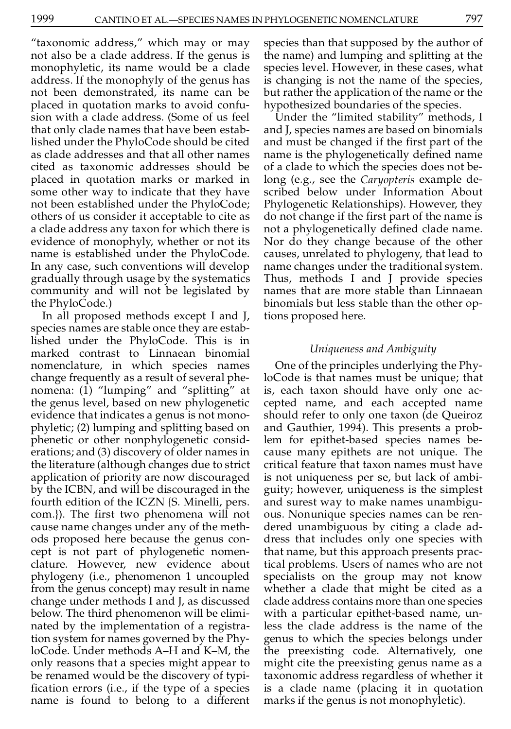"taxonomic address," which may or may not also be a clade address. If the genus is monophyletic, its name would be a clade address. If the monophyly of the genus has not been demonstrated, its name can be placed in quotation marks to avoid confusion with a clade address. (Some of us feel that only clade names that have been established under the PhyloCode should be cited as clade addresses and that all other names cited as taxonomic addresses should be placed in quotation marks or marked in some other way to indicate that they have not been established under the PhyloCode; others of us consider it acceptable to cite as a clade address any taxon for which there is evidence of monophyly, whether or not its name is established under the PhyloCode. In any case, such conventions will develop gradually through usage by the systematics community and will not be legislated by the PhyloCode.)

In all proposed methods except I and J, species names are stable once they are established under the PhyloCode. This is in marked contrast to Linnaean binomial nomenclature, in which species names change frequently as a result of several phenomena: (1) "lumping" and "splitting" at the genus level, based on new phylogenetic evidence that indicates a genus is not monophyletic; (2) lumping and splitting based on phenetic or other nonphylogenetic considerations; and (3) discovery of older names in the literature (although changes due to strict application of priority are now discouraged by the ICBN, and will be discouraged in the fourth edition of the ICZN {S. Minelli, pers. com.}). The first two phenomena will not cause name changes under any of the methods proposed here because the genus concept is not part of phylogenetic nomenclature. However, new evidence about phylogeny (i.e., phenomenon 1 uncoupled from the genus concept) may result in name change under methods I and J, as discussed below. The third phenomenon will be eliminated by the implementation of a registration system for names governed by the PhyloCode. Under methods A–H and K–M, the only reasons that a species might appear to be renamed would be the discovery of typification errors (i.e., if the type of a species name is found to belong to a different species than that supposed by the author of the name) and lumping and splitting at the species level. However, in these cases, what is changing is not the name of the species, but rather the application of the name or the hypothesized boundaries of the species.

Under the "limited stability" methods, I and J, species names are based on binomials and must be changed if the first part of the name is the phylogenetically defined name of a clade to which the species does not belong (e.g., see the *Caryopteris* example described below under Information About Phylogenetic Relationships). However, they do not change if the first part of the name is not a phylogenetically defined clade name. Nor do they change because of the other causes, unrelated to phylogeny, that lead to name changes under the traditional system. Thus, methods I and J provide species names that are more stable than Linnaean binomials but less stable than the other options proposed here.

### *Uniqueness and Ambiguity*

One of the principles underlying the PhyloCode is that names must be unique; that is, each taxon should have only one accepted name, and each accepted name should refer to only one taxon (de Queiroz and Gauthier, 1994). This presents a problem for epithet-based species names because many epithets are not unique. The critical feature that taxon names must have is not uniqueness per se, but lack of ambiguity; however, uniqueness is the simplest and surest way to make names unambiguous. Nonunique species names can be rendered unambiguous by citing a clade address that includes only one species with that name, but this approach presents practical problems. Users of names who are not specialists on the group may not know whether a clade that might be cited as a clade address contains more than one species with a particular epithet-based name, unless the clade address is the name of the genus to which the species belongs under the preexisting code. Alternatively, one might cite the preexisting genus name as a taxonomic address regardless of whether it is a clade name (placing it in quotation marks if the genus is not monophyletic).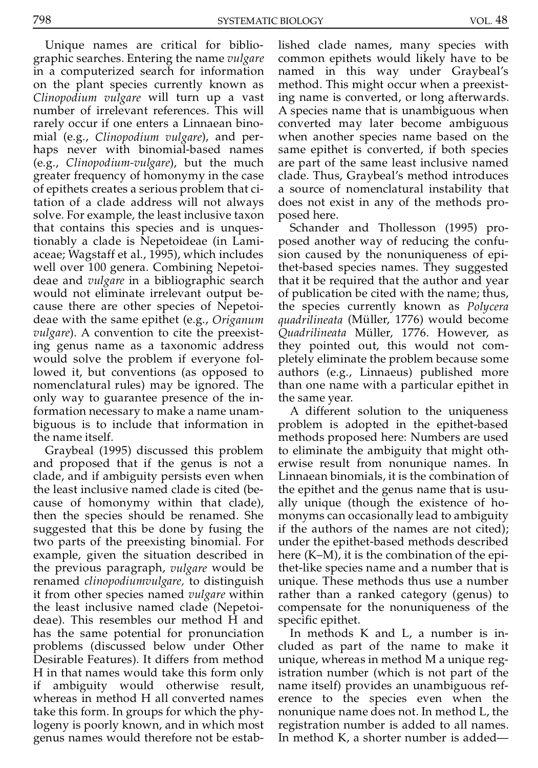Unique names are critical for bibliographic searches. Entering the name *vulgare* in a computerized search for information on the plant species currently known as *Clinopodium vulgare* will turn up a vast number of irrelevant references. This will rarely occur if one enters a Linnaean binomial (e.g., *Clinopodium vulgare*), and perhaps never with binomial-based names (e.g., *Clinopodium-vulgare*), but the much greater frequency of homonymy in the case of epithets creates a serious problem that citation of a clade address will not always solve. For example, the least inclusive taxon that contains this species and is unquestionably a clade is Nepetoideae (in Lamiaceae; Wagstaff et al., 1995), which includes well over 100 genera. Combining Nepetoideae and *vulgare* in a bibliographic search would not eliminate irrelevant output because there are other species of Nepetoideae with the same epithet (e.g., *Origanum vulgare*). A convention to cite the preexisting genus name as a taxonomic address would solve the problem if everyone followed it, but conventions (as opposed to nomenclatural rules) may be ignored. The only way to guarantee presence of the information necessary to make a name unambiguous is to include that information in the name itself.

Graybeal (1995) discussed this problem and proposed that if the genus is not a clade, and if ambiguity persists even when the least inclusive named clade is cited (because of homonymy within that clade), then the species should be renamed. She suggested that this be done by fusing the two parts of the preexisting binomial. For example, given the situation described in the previous paragraph, *vulgare* would be renamed *clinopodiumvulgare,* to distinguish it from other species named *vulgare* within the least inclusive named clade (Nepetoideae). This resembles our method H and has the same potential for pronunciation problems (discussed below under Other Desirable Features). It differs from method H in that names would take this form only if ambiguity would otherwise result, whereas in method H all converted names take this form. In groups for which the phylogeny is poorly known, and in which most genus names would therefore not be established clade names, many species with common epithets would likely have to be named in this way under Graybeal's method. This might occur when a preexisting name is converted, or long afterwards. A species name that is unambiguous when converted may later become ambiguous when another species name based on the same epithet is converted, if both species are part of the same least inclusive named clade. Thus, Graybeal's method introduces a source of nomenclatural instability that does not exist in any of the methods proposed here.

Schander and Thollesson (1995) proposed another way of reducing the confusion caused by the nonuniqueness of epithet-based species names. They suggested that it be required that the author and year of publication be cited with the name; thus, the species currently known as *Polycera quadrilineata* (Müller, 1776) would become *Quadrilineata* Müller, 1776. However, as they pointed out, this would not completely eliminate the problem because some authors (e.g., Linnaeus) published more than one name with a particular epithet in the same year.

A different solution to the uniqueness problem is adopted in the epithet-based methods proposed here: Numbers are used to eliminate the ambiguity that might otherwise result from nonunique names. In Linnaean binomials, it is the combination of the epithet and the genus name that is usually unique (though the existence of homonyms can occasionally lead to ambiguity if the authors of the names are not cited); under the epithet-based methods described here (K–M), it is the combination of the epithet-like species name and a number that is unique. These methods thus use a number rather than a ranked category (genus) to compensate for the nonuniqueness of the specific epithet.

In methods K and L, a number is included as part of the name to make it unique, whereas in method M a unique registration number (which is not part of the name itself) provides an unambiguous reference to the species even when the nonunique name does not. In method L, the registration number is added to all names. In method K, a shorter number is added—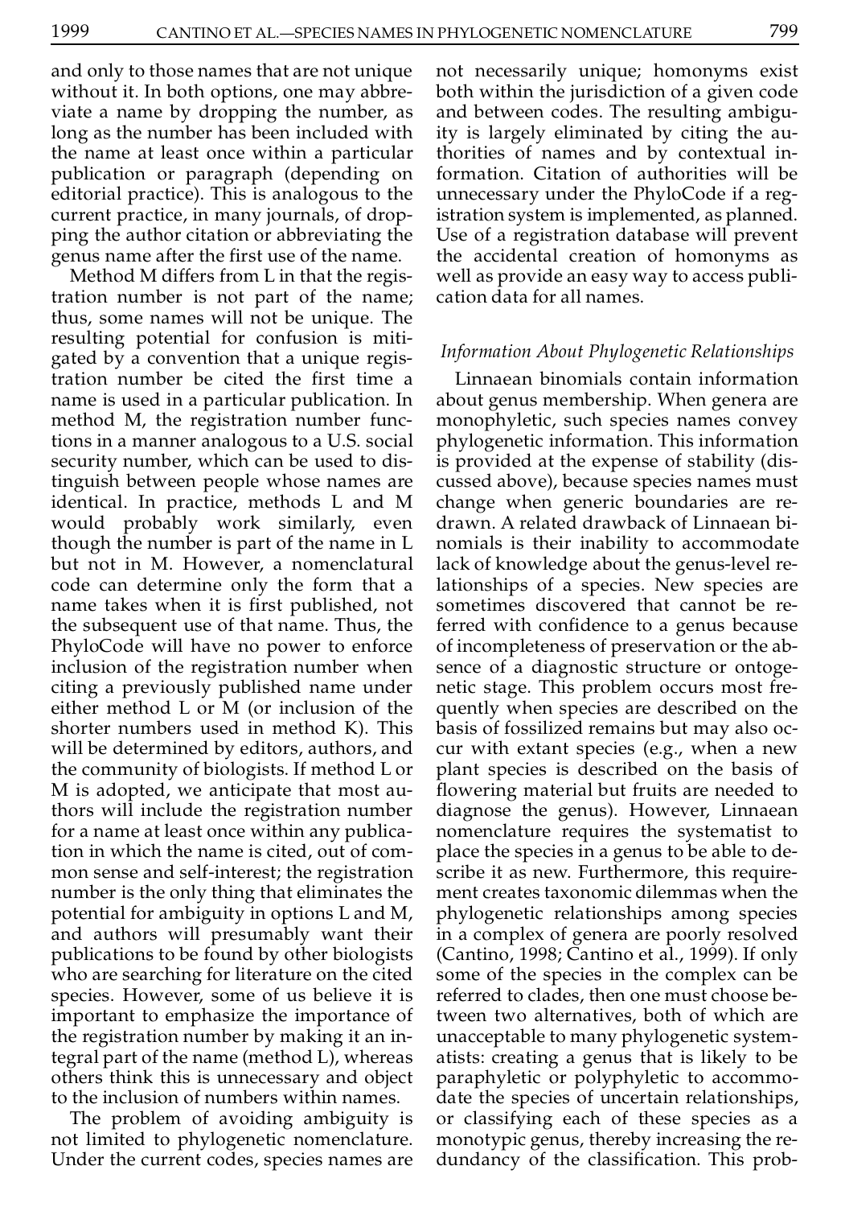and only to those names that are not unique without it. In both options, one may abbreviate a name by dropping the number, as long as the number has been included with the name at least once within a particular publication or paragraph (depending on editorial practice). This is analogous to the current practice, in many journals, of dropping the author citation or abbreviating the genus name after the first use of the name.

Method M differs from L in that the registration number is not part of the name; thus, some names will not be unique. The resulting potential for confusion is mitigated by a convention that a unique registration number be cited the first time a name is used in a particular publication. In method M, the registration number functions in a manner analogous to a U.S. social security number, which can be used to distinguish between people whose names are identical. In practice, methods L and M would probably work similarly, even though the number is part of the name in L but not in M. However, a nomenclatural code can determine only the form that a name takes when it is first published, not the subsequent use of that name. Thus, the PhyloCode will have no power to enforce inclusion of the registration number when citing a previously published name under either method L or M (or inclusion of the shorter numbers used in method K). This will be determined by editors, authors, and the community of biologists. If method L or M is adopted, we anticipate that most authors will include the registration number for a name at least once within any publication in which the name is cited, out of common sense and self-interest; the registration number is the only thing that eliminates the potential for ambiguity in options L and M, and authors will presumably want their publications to be found by other biologists who are searching for literature on the cited species. However, some of us believe it is important to emphasize the importance of the registration number by making it an integral part of the name (method L), whereas others think this is unnecessary and object to the inclusion of numbers within names.

The problem of avoiding ambiguity is not limited to phylogenetic nomenclature. Under the current codes, species names are not necessarily unique; homonyms exist both within the jurisdiction of a given code and between codes. The resulting ambiguity is largely eliminated by citing the authorities of names and by contextual information. Citation of authorities will be unnecessary under the PhyloCode if a registration system is implemented, as planned. Use of a registration database will prevent the accidental creation of homonyms as well as provide an easy way to access publication data for all names.

### *Information About Phylogenetic Relationships*

Linnaean binomials contain information about genus membership. When genera are monophyletic, such species names convey phylogenetic information. This information is provided at the expense of stability (discussed above), because species names must change when generic boundaries are redrawn. A related drawback of Linnaean binomials is their inability to accommodate lack of knowledge about the genus-level relationships of a species. New species are sometimes discovered that cannot be referred with confidence to a genus because of incompleteness of preservation or the absence of a diagnostic structure or ontogenetic stage. This problem occurs most frequently when species are described on the basis of fossilized remains but may also occur with extant species (e.g., when a new plant species is described on the basis of flowering material but fruits are needed to diagnose the genus). However, Linnaean nomenclature requires the systematist to place the species in a genus to be able to describe it as new. Furthermore, this requirement creates taxonomic dilemmas when the phylogenetic relationships among species in a complex of genera are poorly resolved (Cantino, 1998; Cantino et al., 1999). If only some of the species in the complex can be referred to clades, then one must choose between two alternatives, both of which are unacceptable to many phylogenetic systematists: creating a genus that is likely to be paraphyletic or polyphyletic to accommodate the species of uncertain relationships, or classifying each of these species as a monotypic genus, thereby increasing the redundancy of the classification. This prob-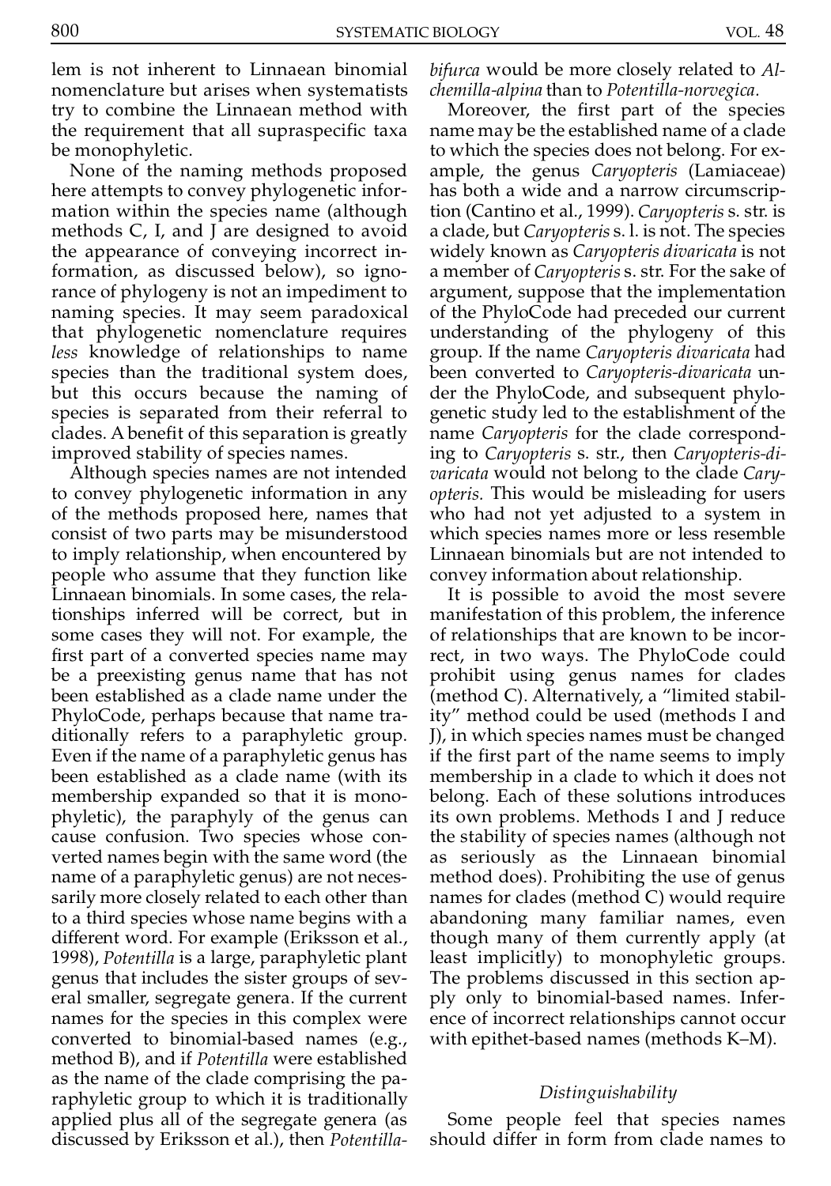lem is not inherent to Linnaean binomial nomenclature but arises when systematists try to combine the Linnaean method with the requirement that all supraspecific taxa be monophyletic.

None of the naming methods proposed here attempts to convey phylogenetic information within the species name (although methods C, I, and J are designed to avoid the appearance of conveying incorrect information, as discussed below), so ignorance of phylogeny is not an impediment to naming species. It may seem paradoxical that phylogenetic nomenclature requires *less* knowledge of relationships to name species than the traditional system does, but this occurs because the naming of species is separated from their referral to clades. A benefit of this separation is greatly improved stability of species names.

Although species names are not intended to convey phylogenetic information in any of the methods proposed here, names that consist of two parts may be misunderstood to imply relationship, when encountered by people who assume that they function like Linnaean binomials. In some cases, the relationships inferred will be correct, but in some cases they will not. For example, the first part of a converted species name may be a preexisting genus name that has not been established as a clade name under the PhyloCode, perhaps because that name traditionally refers to a paraphyletic group. Even if the name of a paraphyletic genus has been established as a clade name (with its membership expanded so that it is monophyletic), the paraphyly of the genus can cause confusion. Two species whose converted names begin with the same word (the name of a paraphyletic genus) are not necessarily more closely related to each other than to a third species whose name begins with a different word. For example (Eriksson et al., 1998), *Potentilla* is a large, paraphyletic plant genus that includes the sister groups of several smaller, segregate genera. If the current names for the species in this complex were converted to binomial-based names (e.g., method B), and if *Potentilla* were established as the name of the clade comprising the paraphyletic group to which it is traditionally applied plus all of the segregate genera (as discussed by Eriksson et al.), then *Potentilla-bifurca* would be more closely related to *Alchemilla-alpina* than to *Potentilla-norvegica.*

Moreover, the first part of the species name may be the established name of a clade to which the species does not belong. For example, the genus *Caryopteris* (Lamiaceae) has both a wide and a narrow circumscription (Cantino et al., 1999). *Caryopteris* s. str. is a clade, but *Caryopteris* s. l. is not. The species widely known as *Caryopteris divaricata* is not a member of *Caryopteris* s. str. For the sake of argument, suppose that the implementation of the PhyloCode had preceded our current understanding of the phylogeny of this group. If the name *Caryopteris divaricata* had been converted to *Caryopteris-divaricata* under the PhyloCode, and subsequent phylogenetic study led to the establishment of the name *Caryopteris* for the clade corresponding to *Caryopteris* s. str., then *Caryopteris-divaricata* would not belong to the clade *Caryopteris.* This would be misleading for users who had not yet adjusted to a system in which species names more or less resemble Linnaean binomials but are not intended to convey information about relationship.

It is possible to avoid the most severe manifestation of this problem, the inference of relationships that are known to be incorrect, in two ways. The PhyloCode could prohibit using genus names for clades (method C). Alternatively, a "limited stability" method could be used (methods I and J), in which species names must be changed if the first part of the name seems to imply membership in a clade to which it does not belong. Each of these solutions introduces its own problems. Methods I and J reduce the stability of species names (although not as seriously as the Linnaean binomial method does). Prohibiting the use of genus names for clades (method C) would require abandoning many familiar names, even though many of them currently apply (at least implicitly) to monophyletic groups. The problems discussed in this section apply only to binomial-based names. Inference of incorrect relationships cannot occur with epithet-based names (methods K–M).

### *Distinguishability*

Some people feel that species names should differ in form from clade names to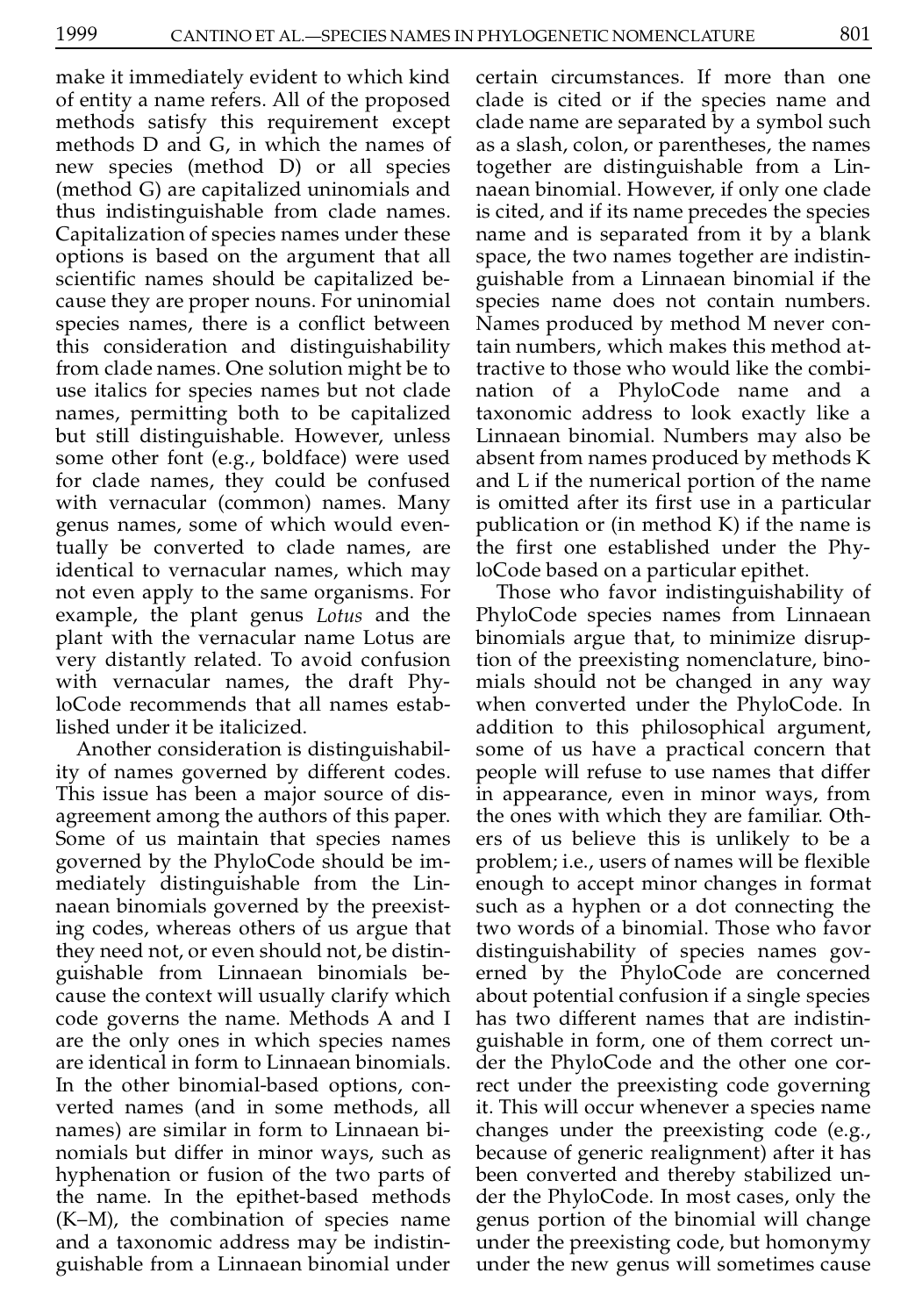make it immediately evident to which kind of entity a name refers. All of the proposed methods satisfy this requirement except methods D and G, in which the names of new species (method D) or all species (method G) are capitalized uninomials and thus indistinguishable from clade names. Capitalization of species names under these options is based on the argument that all scientific names should be capitalized because they are proper nouns. For uninomial species names, there is a conflict between this consideration and distinguishability from clade names. One solution might be to use italics for species names but not clade names, permitting both to be capitalized but still distinguishable. However, unless some other font (e.g., boldface) were used for clade names, they could be confused with vernacular (common) names. Many genus names, some of which would eventually be converted to clade names, are identical to vernacular names, which may not even apply to the same organisms. For example, the plant genus *Lotus* and the plant with the vernacular name Lotus are very distantly related. To avoid confusion with vernacular names, the draft PhyloCode recommends that all names established under it be italicized.

Another consideration is distinguishability of names governed by different codes. This issue has been a major source of disagreement among the authors of this paper. Some of us maintain that species names governed by the PhyloCode should be immediately distinguishable from the Linnaean binomials governed by the preexisting codes, whereas others of us argue that they need not, or even should not, be distinguishable from Linnaean binomials because the context will usually clarify which code governs the name. Methods A and I are the only ones in which species names are identical in form to Linnaean binomials. In the other binomial-based options, converted names (and in some methods, all names) are similar in form to Linnaean binomials but differ in minor ways, such as hyphenation or fusion of the two parts of the name. In the epithet-based methods (K–M), the combination of species name and a taxonomic address may be indistinguishable from a Linnaean binomial under certain circumstances. If more than one clade is cited or if the species name and clade name are separated by a symbol such as a slash, colon, or parentheses, the names together are distinguishable from a Linnaean binomial. However, if only one clade is cited, and if its name precedes the species name and is separated from it by a blank space, the two names together are indistinguishable from a Linnaean binomial if the species name does not contain numbers. Names produced by method M never contain numbers, which makes this method attractive to those who would like the combination of a PhyloCode name and a taxonomic address to look exactly like a Linnaean binomial. Numbers may also be absent from names produced by methods K and L if the numerical portion of the name is omitted after its first use in a particular publication or (in method K) if the name is the first one established under the PhyloCode based on a particular epithet.

Those who favor indistinguishability of PhyloCode species names from Linnaean binomials argue that, to minimize disruption of the preexisting nomenclature, binomials should not be changed in any way when converted under the PhyloCode. In addition to this philosophical argument, some of us have a practical concern that people will refuse to use names that differ in appearance, even in minor ways, from the ones with which they are familiar. Others of us believe this is unlikely to be a problem; i.e., users of names will be flexible enough to accept minor changes in format such as a hyphen or a dot connecting the two words of a binomial. Those who favor distinguishability of species names governed by the PhyloCode are concerned about potential confusion if a single species has two different names that are indistinguishable in form, one of them correct under the PhyloCode and the other one correct under the preexisting code governing it. This will occur whenever a species name changes under the preexisting code (e.g., because of generic realignment) after it has been converted and thereby stabilized under the PhyloCode. In most cases, only the genus portion of the binomial will change under the preexisting code, but homonymy under the new genus will sometimes cause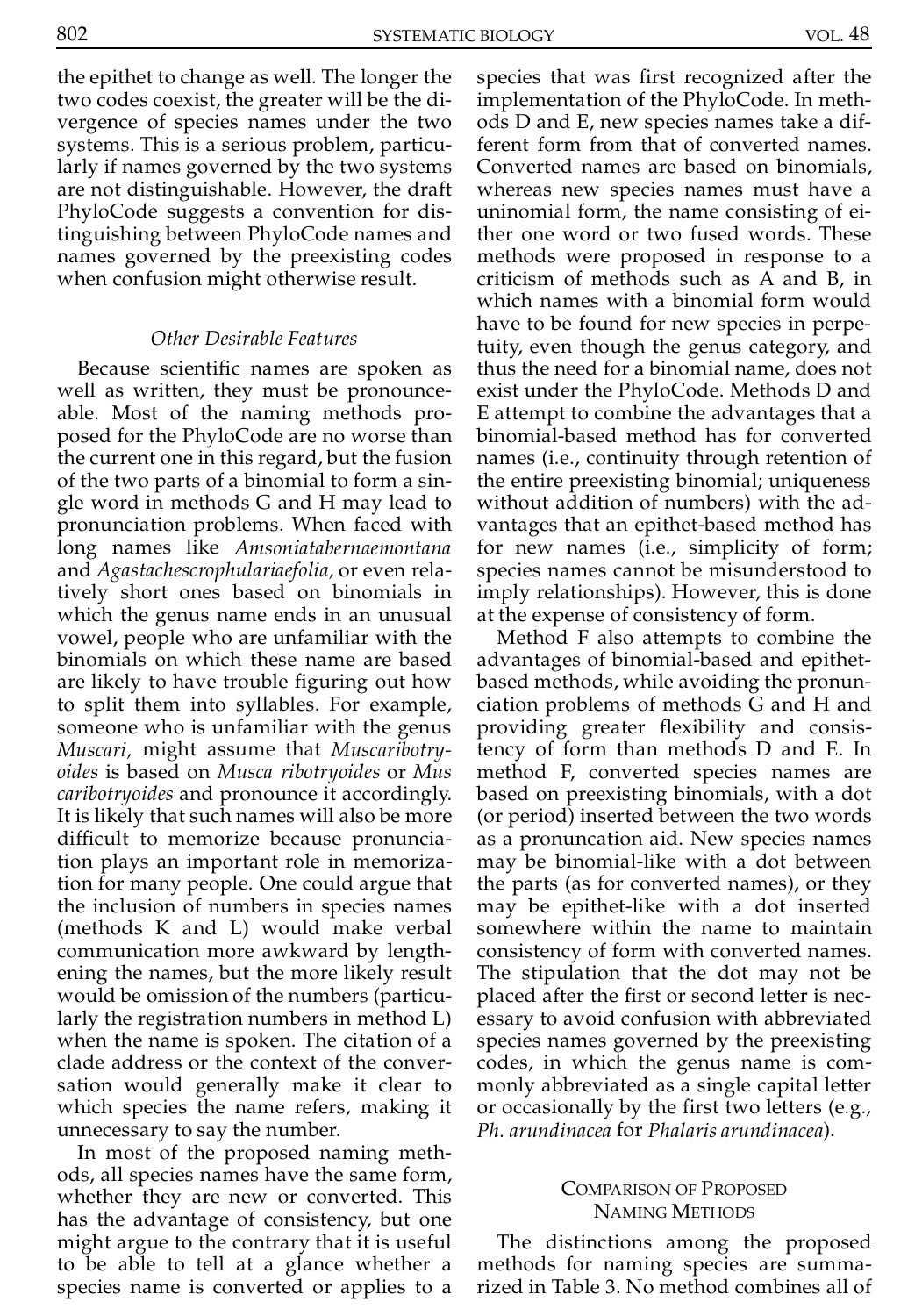the epithet to change as well. The longer the two codes coexist, the greater will be the divergence of species names under the two systems. This is a serious problem, particularly if names governed by the two systems are not distinguishable. However, the draft PhyloCode suggests a convention for distinguishing between PhyloCode names and names governed by the preexisting codes when confusion might otherwise result.

### *Other Desirable Features*

Because scientific names are spoken as well as written, they must be pronounceable. Most of the naming methods proposed for the PhyloCode are no worse than the current one in this regard, but the fusion of the two parts of a binomial to form a single word in methods G and H may lead to pronunciation problems. When faced with long names like *Amsoniatabernaemontana* and *Agastachescrophulariaefolia,* or even relatively short ones based on binomials in which the genus name ends in an unusual vowel, people who are unfamiliar with the binomials on which these name are based are likely to have trouble figuring out how to split them into syllables. For example, someone who is unfamiliar with the genus *Muscari,* might assume that *Muscaribotryoides* is based on *Musca ribotryoides* or *Mus caribotryoides* and pronounce it accordingly. It is likely that such names will also be more difficult to memorize because pronunciation plays an important role in memorization for many people. One could argue that the inclusion of numbers in species names (methods K and L) would make verbal communication more awkward by lengthening the names, but the more likely result would be omission of the numbers (particularly the registration numbers in method L) when the name is spoken. The citation of a clade address or the context of the conversation would generally make it clear to which species the name refers, making it unnecessary to say the number.

In most of the proposed naming methods, all species names have the same form, whether they are new or converted. This has the advantage of consistency, but one might argue to the contrary that it is useful to be able to tell at a glance whether a species name is converted or applies to a species that was first recognized after the implementation of the PhyloCode. In methods D and E, new species names take a different form from that of converted names. Converted names are based on binomials, whereas new species names must have a uninomial form, the name consisting of either one word or two fused words. These methods were proposed in response to a criticism of methods such as A and B, in which names with a binomial form would have to be found for new species in perpetuity, even though the genus category, and thus the need for a binomial name, does not exist under the PhyloCode. Methods D and E attempt to combine the advantages that a binomial-based method has for converted names (i.e., continuity through retention of the entire preexisting binomial; uniqueness without addition of numbers) with the advantages that an epithet-based method has for new names (i.e., simplicity of form; species names cannot be misunderstood to imply relationships). However, this is done at the expense of consistency of form.

Method F also attempts to combine the advantages of binomial-based and epithet-based methods, while avoiding the pronunciation problems of methods G and H and providing greater flexibility and consistency of form than methods D and E. In method F, converted species names are based on preexisting binomials, with a dot (or period) inserted between the two words as a pronuncation aid. New species names may be binomial-like with a dot between the parts (as for converted names), or they may be epithet-like with a dot inserted somewhere within the name to maintain consistency of form with converted names. The stipulation that the dot may not be placed after the first or second letter is necessary to avoid confusion with abbreviated species names governed by the preexisting codes, in which the genus name is commonly abbreviated as a single capital letter or occasionally by the first two letters (e.g., *Ph. arundinacea* for *Phalaris arundinacea*).

## Comparison of Proposed Naming Methods

The distinctions among the proposed methods for naming species are summarized in Table 3. No method combines all of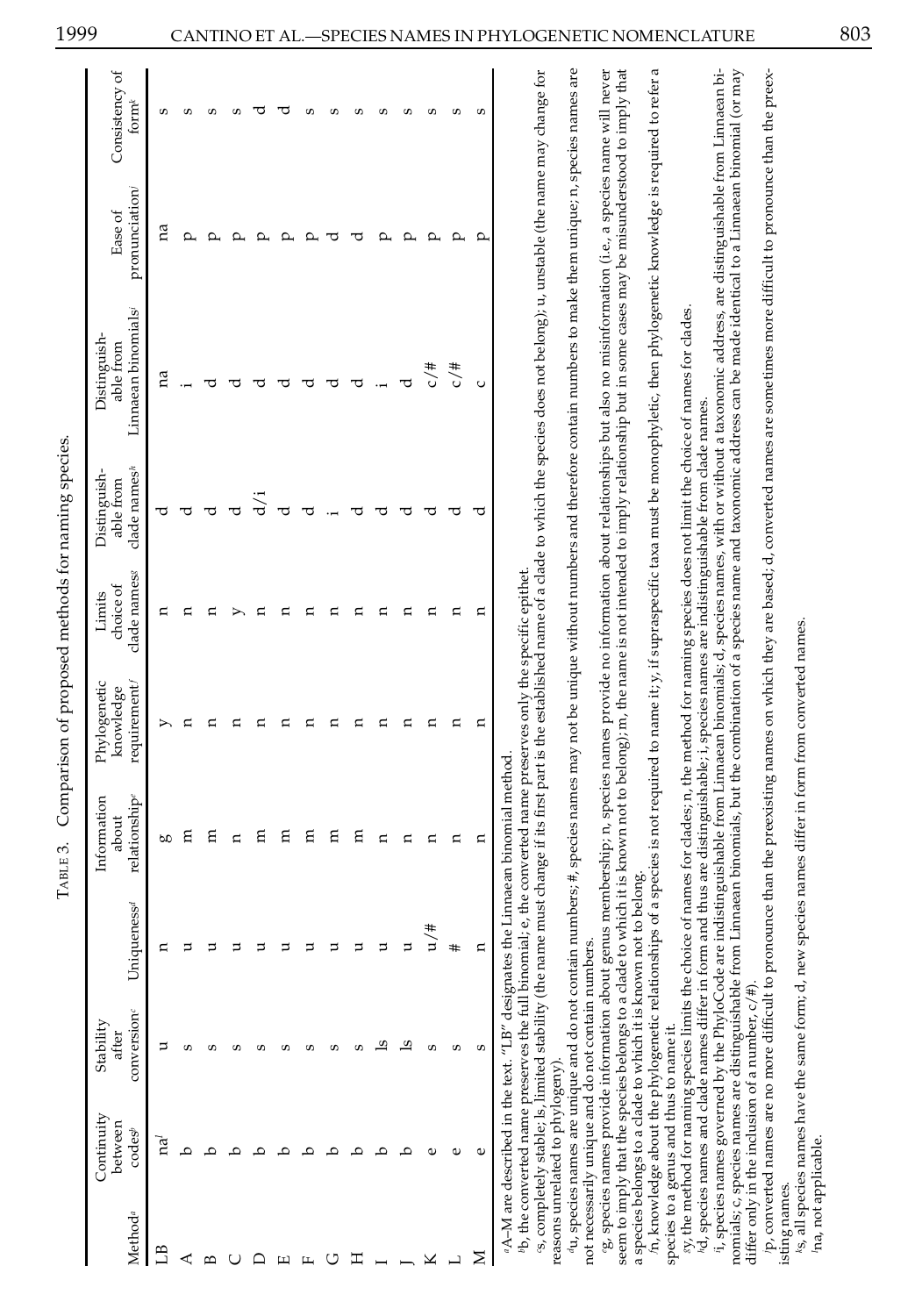TABLE 3. Comparison of proposed methods for naming species.

| Method[a] | Continuity between codes[b] | Stability after conversion[c] | Uniqueness[d] | Information about relationship[e] | Phylogenetic knowledge requirement[f] | Limits choice of clade names[g] | Distinguishable from clade names[h] | Distinguishable from Linnaean binomials[i] | Ease of pronunciation[j] | Consistency of form[k] |
|---|---|---|---|---|---|---|---|---|---|---|
| LB | na[l] | u | n | g | y | n | d | na | na | s |
| A | b | s | u | m | n | n | d | i | p | s |
| B | b | s | u | m | n | n | d | d | p | s |
| C | b | s | u | n | n | y | d | d | p | s |
| D | b | s | u | m | n | n | d/i | d | p | d |
| E | b | s | u | m | n | n | d | d | p | d |
| F | b | s | u | m | n | n | d | d | p | s |
| G | b | s | u | m | n | n | i | d | d | s |
| H | b | s | u | m | n | n | d | d | d | s |
| I | b | ls | u | n | n | n | d | i | p | s |
| J | b | ls | u | n | n | n | d | d | p | s |
| K | e | s | u/# | n | n | n | d | c/# | p | s |
| L | e | s | # | n | n | n | d | c/# | p | s |
| M | e | s | n | n | n | n | d | c | p | s |

[a]A–M are described in the text. "LB" designates the Linnaean binomial method.

[b]b, the converted name preserves the full binomial; e, the converted name preserves only the specific epithet.

[c]s, completely stable; ls, limited stability (the name must change if its first part is the established name of a clade to which the species does not belong); u, unstable (the name may change for reasons unrelated to phylogeny).

[d]u, species names are unique and do not contain numbers; #, species names may not be unique without numbers and therefore contain numbers to make them unique; n, species names are not necessarily unique and do not contain numbers.

[e]g, species names provide information about genus membership; n, species names provide no information about relationships but also no misinformation (i.e., a species name will never seem to imply that the species belongs to a clade to which it is known not to belong); m, the name is not intended to imply relationship but in some cases may be misunderstood to imply that a species belongs to a clade to which it is known not to belong.

[f]n, knowledge about the phylogenetic relationships of a species is not required to name it; y, if supraspecific taxa must be monophyletic, then phylogenetic knowledge is required to refer a species to a genus and thus to name it.

[g]y, the method for naming species limits the choice of names for clades; n, the method for naming species does not limit the choice of names for clades.

[h]d, species names and clade names differ in form and thus are distinguishable; i, species names are indistinguishable from clade names.

[i]i, species names governed by the PhyloCode are indistinguishable from Linnaean binomials; d, species names, with or without a taxonomic address, are distinguishable from Linnaean binomials; c, species names are distinguishable from Linnaean binomials, but the combination of a species name and taxonomic address can be made identical to a Linnaean binomial (or may differ only in the inclusion of a number, c/#).

[j]p, converted names are no more difficult to pronounce than the preexisting names on which they are based; d, converted names are sometimes more difficult to pronounce than the preexisting names.

[k]s, all species names have the same form; d, new species names differ in form from converted names.

[l]na, not applicable.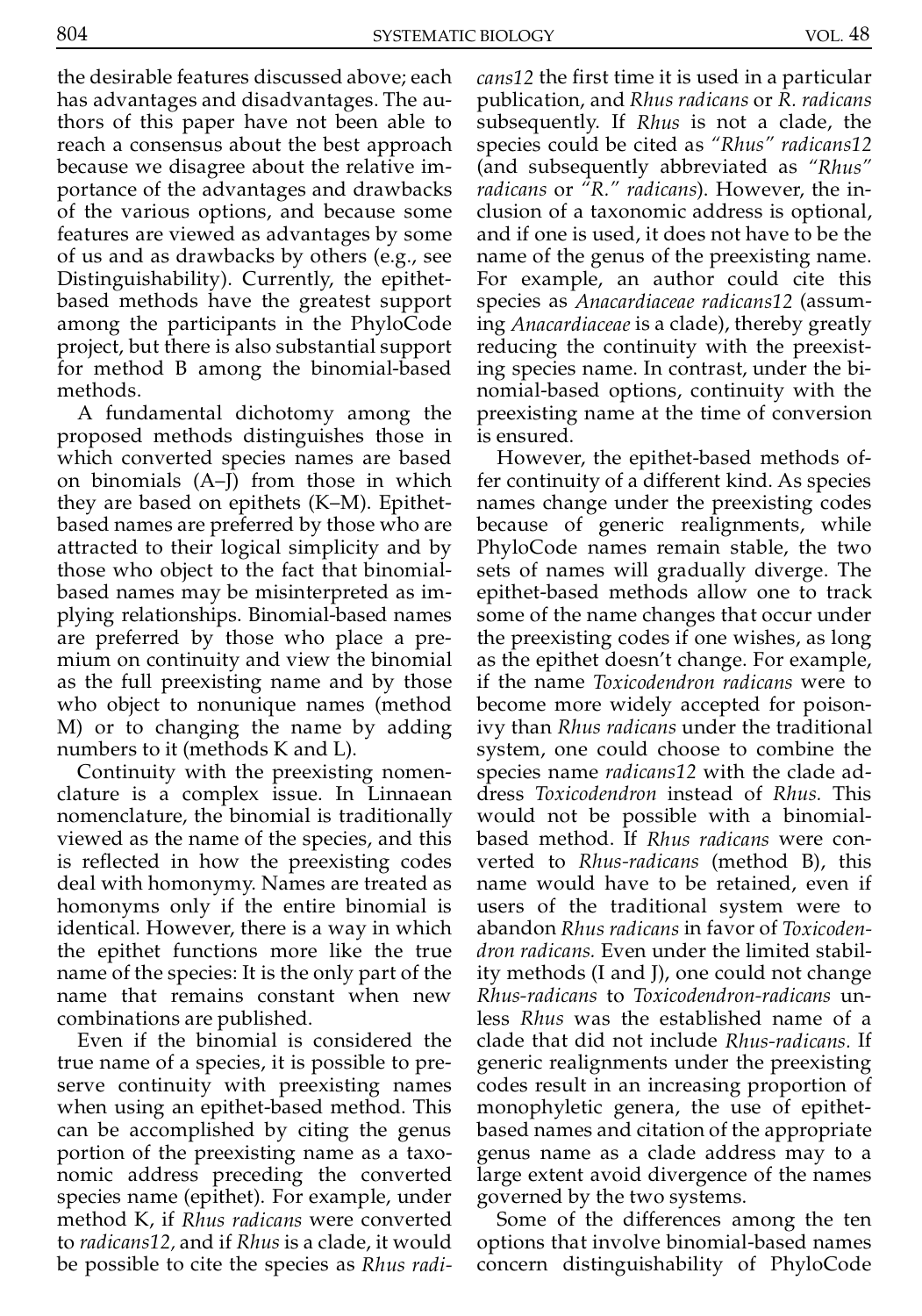the desirable features discussed above; each has advantages and disadvantages. The authors of this paper have not been able to reach a consensus about the best approach because we disagree about the relative importance of the advantages and drawbacks of the various options, and because some features are viewed as advantages by some of us and as drawbacks by others (e.g., see Distinguishability). Currently, the epithet-based methods have the greatest support among the participants in the PhyloCode project, but there is also substantial support for method B among the binomial-based methods.

A fundamental dichotomy among the proposed methods distinguishes those in which converted species names are based on binomials (A–J) from those in which they are based on epithets (K–M). Epithet-based names are preferred by those who are attracted to their logical simplicity and by those who object to the fact that binomial-based names may be misinterpreted as implying relationships. Binomial-based names are preferred by those who place a premium on continuity and view the binomial as the full preexisting name and by those who object to nonunique names (method M) or to changing the name by adding numbers to it (methods K and L).

Continuity with the preexisting nomenclature is a complex issue. In Linnaean nomenclature, the binomial is traditionally viewed as the name of the species, and this is reflected in how the preexisting codes deal with homonymy. Names are treated as homonyms only if the entire binomial is identical. However, there is a way in which the epithet functions more like the true name of the species: It is the only part of the name that remains constant when new combinations are published.

Even if the binomial is considered the true name of a species, it is possible to preserve continuity with preexisting names when using an epithet-based method. This can be accomplished by citing the genus portion of the preexisting name as a taxonomic address preceding the converted species name (epithet). For example, under method K, if *Rhus radicans* were converted to *radicans12,* and if *Rhus* is a clade, it would be possible to cite the species as *Rhus radicans12* the first time it is used in a particular publication, and *Rhus radicans* or *R. radicans* subsequently. If *Rhus* is not a clade, the species could be cited as *"Rhus" radicans12* (and subsequently abbreviated as *"Rhus" radicans* or *"R." radicans*). However, the inclusion of a taxonomic address is optional, and if one is used, it does not have to be the name of the genus of the preexisting name. For example, an author could cite this species as *Anacardiaceae radicans12* (assuming *Anacardiaceae* is a clade), thereby greatly reducing the continuity with the preexisting species name. In contrast, under the binomial-based options, continuity with the preexisting name at the time of conversion is ensured.

However, the epithet-based methods offer continuity of a different kind. As species names change under the preexisting codes because of generic realignments, while PhyloCode names remain stable, the two sets of names will gradually diverge. The epithet-based methods allow one to track some of the name changes that occur under the preexisting codes if one wishes, as long as the epithet doesn't change. For example, if the name *Toxicodendron radicans* were to become more widely accepted for poison-ivy than *Rhus radicans* under the traditional system, one could choose to combine the species name *radicans12* with the clade address *Toxicodendron* instead of *Rhus.* This would not be possible with a binomial-based method. If *Rhus radicans* were converted to *Rhus-radicans* (method B), this name would have to be retained, even if users of the traditional system were to abandon *Rhus radicans* in favor of *Toxicodendron radicans.* Even under the limited stability methods (I and J), one could not change *Rhus-radicans* to *Toxicodendron-radicans* unless *Rhus* was the established name of a clade that did not include *Rhus-radicans*. If generic realignments under the preexisting codes result in an increasing proportion of monophyletic genera, the use of epithet-based names and citation of the appropriate genus name as a clade address may to a large extent avoid divergence of the names governed by the two systems.

Some of the differences among the ten options that involve binomial-based names concern distinguishability of PhyloCode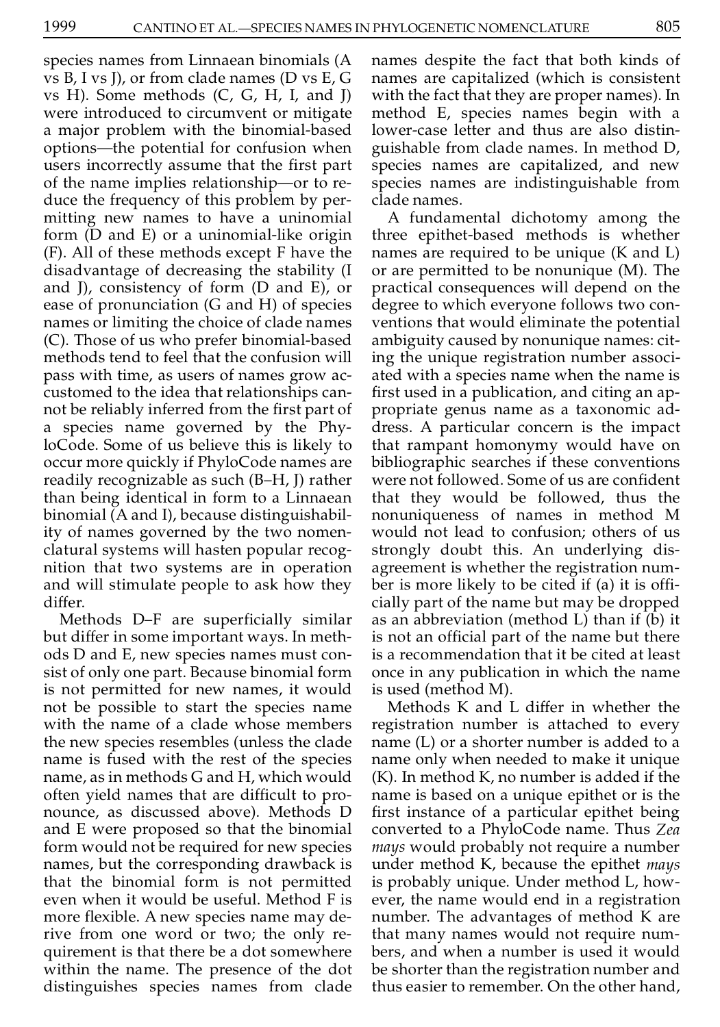species names from Linnaean binomials (A vs B, I vs J), or from clade names (D vs E, G vs H). Some methods (C, G, H, I, and J) were introduced to circumvent or mitigate a major problem with the binomial-based options—the potential for confusion when users incorrectly assume that the first part of the name implies relationship—or to reduce the frequency of this problem by permitting new names to have a uninomial form (D and E) or a uninomial-like origin (F). All of these methods except F have the disadvantage of decreasing the stability (I and J), consistency of form (D and E), or ease of pronunciation (G and H) of species names or limiting the choice of clade names (C). Those of us who prefer binomial-based methods tend to feel that the confusion will pass with time, as users of names grow accustomed to the idea that relationships cannot be reliably inferred from the first part of a species name governed by the PhyloCode. Some of us believe this is likely to occur more quickly if PhyloCode names are readily recognizable as such (B–H, J) rather than being identical in form to a Linnaean binomial (A and I), because distinguishability of names governed by the two nomenclatural systems will hasten popular recognition that two systems are in operation and will stimulate people to ask how they differ.

Methods D–F are superficially similar but differ in some important ways. In methods D and E, new species names must consist of only one part. Because binomial form is not permitted for new names, it would not be possible to start the species name with the name of a clade whose members the new species resembles (unless the clade name is fused with the rest of the species name, as in methods G and H, which would often yield names that are difficult to pronounce, as discussed above). Methods D and E were proposed so that the binomial form would not be required for new species names, but the corresponding drawback is that the binomial form is not permitted even when it would be useful. Method F is more flexible. A new species name may derive from one word or two; the only requirement is that there be a dot somewhere within the name. The presence of the dot distinguishes species names from clade names despite the fact that both kinds of names are capitalized (which is consistent with the fact that they are proper names). In method E, species names begin with a lower-case letter and thus are also distinguishable from clade names. In method D, species names are capitalized, and new species names are indistinguishable from clade names.

A fundamental dichotomy among the three epithet-based methods is whether names are required to be unique (K and L) or are permitted to be nonunique (M). The practical consequences will depend on the degree to which everyone follows two conventions that would eliminate the potential ambiguity caused by nonunique names: citing the unique registration number associated with a species name when the name is first used in a publication, and citing an appropriate genus name as a taxonomic address. A particular concern is the impact that rampant homonymy would have on bibliographic searches if these conventions were not followed. Some of us are confident that they would be followed, thus the nonuniqueness of names in method M would not lead to confusion; others of us strongly doubt this. An underlying disagreement is whether the registration number is more likely to be cited if (a) it is officially part of the name but may be dropped as an abbreviation (method L) than if (b) it is not an official part of the name but there is a recommendation that it be cited at least once in any publication in which the name is used (method M).

Methods K and L differ in whether the registration number is attached to every name (L) or a shorter number is added to a name only when needed to make it unique (K). In method K, no number is added if the name is based on a unique epithet or is the first instance of a particular epithet being converted to a PhyloCode name. Thus *Zea mays* would probably not require a number under method K, because the epithet *mays* is probably unique. Under method L, however, the name would end in a registration number. The advantages of method K are that many names would not require numbers, and when a number is used it would be shorter than the registration number and thus easier to remember. On the other hand,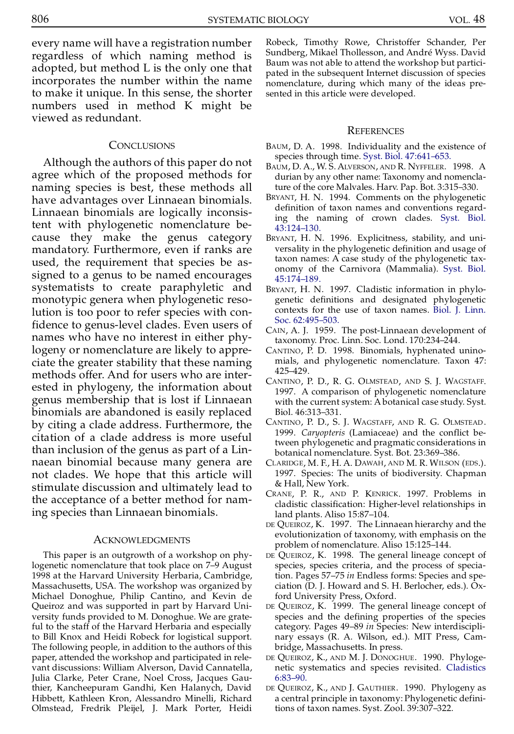every name will have a registration number regardless of which naming method is adopted, but method L is the only one that incorporates the number within the name to make it unique. In this sense, the shorter numbers used in method K might be viewed as redundant.

## Conclusions

Although the authors of this paper do not agree which of the proposed methods for naming species is best, these methods all have advantages over Linnaean binomials. Linnaean binomials are logically inconsistent with phylogenetic nomenclature because they make the genus category mandatory. Furthermore, even if ranks are used, the requirement that species be assigned to a genus to be named encourages systematists to create paraphyletic and monotypic genera when phylogenetic resolution is too poor to refer species with confidence to genus-level clades. Even users of names who have no interest in either phylogeny or nomenclature are likely to appreciate the greater stability that these naming methods offer. And for users who are interested in phylogeny, the information about genus membership that is lost if Linnaean binomials are abandoned is easily replaced by citing a clade address. Furthermore, the citation of a clade address is more useful than inclusion of the genus as part of a Linnaean binomial because many genera are not clades. We hope that this article will stimulate discussion and ultimately lead to the acceptance of a better method for naming species than Linnaean binomials.

## Acknowledgments

This paper is an outgrowth of a workshop on phylogenetic nomenclature that took place on 7–9 August 1998 at the Harvard University Herbaria, Cambridge, Massachusetts, USA. The workshop was organized by Michael Donoghue, Philip Cantino, and Kevin de Queiroz and was supported in part by Harvard University funds provided to M. Donoghue. We are grateful to the staff of the Harvard Herbaria and especially to Bill Knox and Heidi Robeck for logistical support. The following people, in addition to the authors of this paper, attended the workshop and participated in relevant discussions: William Alverson, David Cannatella, Julia Clarke, Peter Crane, Noel Cross, Jacques Gauthier, Kancheepuram Gandhi, Ken Halanych, David Hibbett, Kathleen Kron, Alessandro Minelli, Richard Olmstead, Fredrik Pleijel, J. Mark Porter, Heidi Robeck, Timothy Rowe, Christoffer Schander, Per Sundberg, Mikael Thollesson, and André Wyss. David Baum was not able to attend the workshop but participated in the subsequent Internet discussion of species nomenclature, during which many of the ideas presented in this article were developed.

## References

Baum, D. A. 1998. Individuality and the existence of species through time. Syst. Biol. 47:641–653.

Baum, D. A., W. S. Alverson, and R. Nyffeler. 1998. A durian by any other name: Taxonomy and nomenclature of the core Malvales. Harv. Pap. Bot. 3:315–330.

Bryant, H. N. 1994. Comments on the phylogenetic definition of taxon names and conventions regarding the naming of crown clades. Syst. Biol. 43:124–130.

Bryant, H. N. 1996. Explicitness, stability, and universality in the phylogenetic definition and usage of taxon names: A case study of the phylogenetic taxonomy of the Carnivora (Mammalia). Syst. Biol. 45:174–189.

Bryant, H. N. 1997. Cladistic information in phylogenetic definitions and designated phylogenetic contexts for the use of taxon names. Biol. J. Linn. Soc. 62:495–503.

Cain, A. J. 1959. The post-Linnaean development of taxonomy. Proc. Linn. Soc. Lond. 170:234–244.

Cantino, P. D. 1998. Binomials, hyphenated uninomials, and phylogenetic nomenclature. Taxon 47: 425–429.

Cantino, P. D., R. G. Olmstead, and S. J. Wagstaff. 1997. A comparison of phylogenetic nomenclature with the current system: A botanical case study. Syst. Biol. 46:313–331.

Cantino, P. D., S. J. Wagstaff, and R. G. Olmstead. 1999. *Caryopteris* (Lamiaceae) and the conflict between phylogenetic and pragmatic considerations in botanical nomenclature. Syst. Bot. 23:369–386.

Claridge, M. F., H. A. Dawah, and M. R. Wilson (eds.). 1997. Species: The units of biodiversity. Chapman & Hall, New York.

Crane, P. R., and P. Kenrick. 1997. Problems in cladistic classification: Higher-level relationships in land plants. Aliso 15:87–104.

de Queiroz, K. 1997. The Linnaean hierarchy and the evolutionization of taxonomy, with emphasis on the problem of nomenclature. Aliso 15:125–144.

de Queiroz, K. 1998. The general lineage concept of species, species criteria, and the process of speciation. Pages 57–75 *in* Endless forms: Species and speciation (D. J. Howard and S. H. Berlocher, eds.). Oxford University Press, Oxford.

de Queiroz, K. 1999. The general lineage concept of species and the defining properties of the species category. Pages 49–89 *in* Species: New interdisciplinary essays (R. A. Wilson, ed.). MIT Press, Cambridge, Massachusetts. In press.

de Queiroz, K., and M. J. Donoghue. 1990. Phylogenetic systematics and species revisited. Cladistics 6:83–90.

de Queiroz, K., and J. Gauthier. 1990. Phylogeny as a central principle in taxonomy: Phylogenetic definitions of taxon names. Syst. Zool. 39:307–322.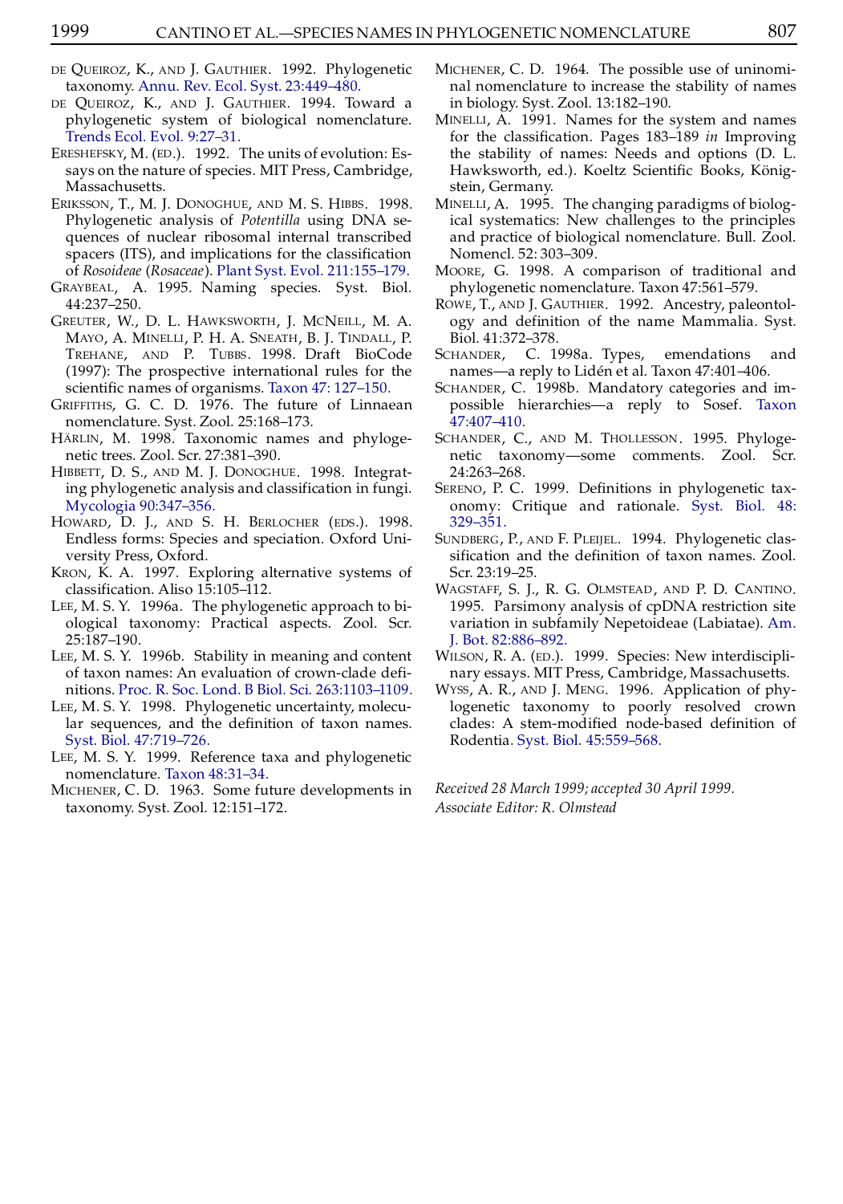DE QUEIROZ, K., AND J. GAUTHIER. 1992. Phylogenetic taxonomy. Annu. Rev. Ecol. Syst. 23:449–480.

DE QUEIROZ, K., AND J. GAUTHIER. 1994. Toward a phylogenetic system of biological nomenclature. Trends Ecol. Evol. 9:27–31.

ERESHEFSKY, M. (ED.). 1992. The units of evolution: Essays on the nature of species. MIT Press, Cambridge, Massachusetts.

ERIKSSON, T., M. J. DONOGHUE, AND M. S. HIBBS. 1998. Phylogenetic analysis of *Potentilla* using DNA sequences of nuclear ribosomal internal transcribed spacers (ITS), and implications for the classification of *Rosoideae* (*Rosaceae*). Plant Syst. Evol. 211:155–179.

GRAYBEAL, A. 1995. Naming species. Syst. Biol. 44:237–250.

GREUTER, W., D. L. HAWKSWORTH, J. MCNEILL, M. A. MAYO, A. MINELLI, P. H. A. SNEATH, B. J. TINDALL, P. TREHANE, AND P. TUBBS. 1998. Draft BioCode (1997): The prospective international rules for the scientific names of organisms. Taxon 47: 127–150.

GRIFFITHS, G. C. D. 1976. The future of Linnaean nomenclature. Syst. Zool. 25:168–173.

HÄRLIN, M. 1998. Taxonomic names and phylogenetic trees. Zool. Scr. 27:381–390.

HIBBETT, D. S., AND M. J. DONOGHUE. 1998. Integrating phylogenetic analysis and classification in fungi. Mycologia 90:347–356.

HOWARD, D. J., AND S. H. BERLOCHER (EDS.). 1998. Endless forms: Species and speciation. Oxford University Press, Oxford.

KRON, K. A. 1997. Exploring alternative systems of classification. Aliso 15:105–112.

LEE, M. S. Y. 1996a. The phylogenetic approach to biological taxonomy: Practical aspects. Zool. Scr. 25:187–190.

LEE, M. S. Y. 1996b. Stability in meaning and content of taxon names: An evaluation of crown-clade definitions. Proc. R. Soc. Lond. B Biol. Sci. 263:1103–1109.

LEE, M. S. Y. 1998. Phylogenetic uncertainty, molecular sequences, and the definition of taxon names. Syst. Biol. 47:719–726.

LEE, M. S. Y. 1999. Reference taxa and phylogenetic nomenclature. Taxon 48:31–34.

MICHENER, C. D. 1963. Some future developments in taxonomy. Syst. Zool. 12:151–172.

MICHENER, C. D. 1964. The possible use of uninominal nomenclature to increase the stability of names in biology. Syst. Zool. 13:182–190.

MINELLI, A. 1991. Names for the system and names for the classification. Pages 183–189 *in* Improving the stability of names: Needs and options (D. L. Hawksworth, ed.). Koeltz Scientific Books, Königstein, Germany.

MINELLI, A. 1995. The changing paradigms of biological systematics: New challenges to the principles and practice of biological nomenclature. Bull. Zool. Nomencl. 52: 303–309.

MOORE, G. 1998. A comparison of traditional and phylogenetic nomenclature. Taxon 47:561–579.

ROWE, T., AND J. GAUTHIER. 1992. Ancestry, paleontology and definition of the name Mammalia. Syst. Biol. 41:372–378.

SCHANDER, C. 1998a. Types, emendations and names—a reply to Lidén et al. Taxon 47:401–406.

SCHANDER, C. 1998b. Mandatory categories and impossible hierarchies—a reply to Sosef. Taxon 47:407–410.

SCHANDER, C., AND M. THOLLESSON. 1995. Phylogenetic taxonomy—some comments. Zool. Scr. 24:263–268.

SERENO, P. C. 1999. Definitions in phylogenetic taxonomy: Critique and rationale. Syst. Biol. 48: 329–351.

SUNDBERG, P., AND F. PLEIJEL. 1994. Phylogenetic classification and the definition of taxon names. Zool. Scr. 23:19–25.

WAGSTAFF, S. J., R. G. OLMSTEAD, AND P. D. CANTINO. 1995. Parsimony analysis of cpDNA restriction site variation in subfamily Nepetoideae (Labiatae). Am. J. Bot. 82:886–892.

WILSON, R. A. (ED.). 1999. Species: New interdisciplinary essays. MIT Press, Cambridge, Massachusetts.

WYSS, A. R., AND J. MENG. 1996. Application of phylogenetic taxonomy to poorly resolved crown clades: A stem-modified node-based definition of Rodentia. Syst. Biol. 45:559–568.

*Received 28 March 1999; accepted 30 April 1999.*
*Associate Editor: R. Olmstead*